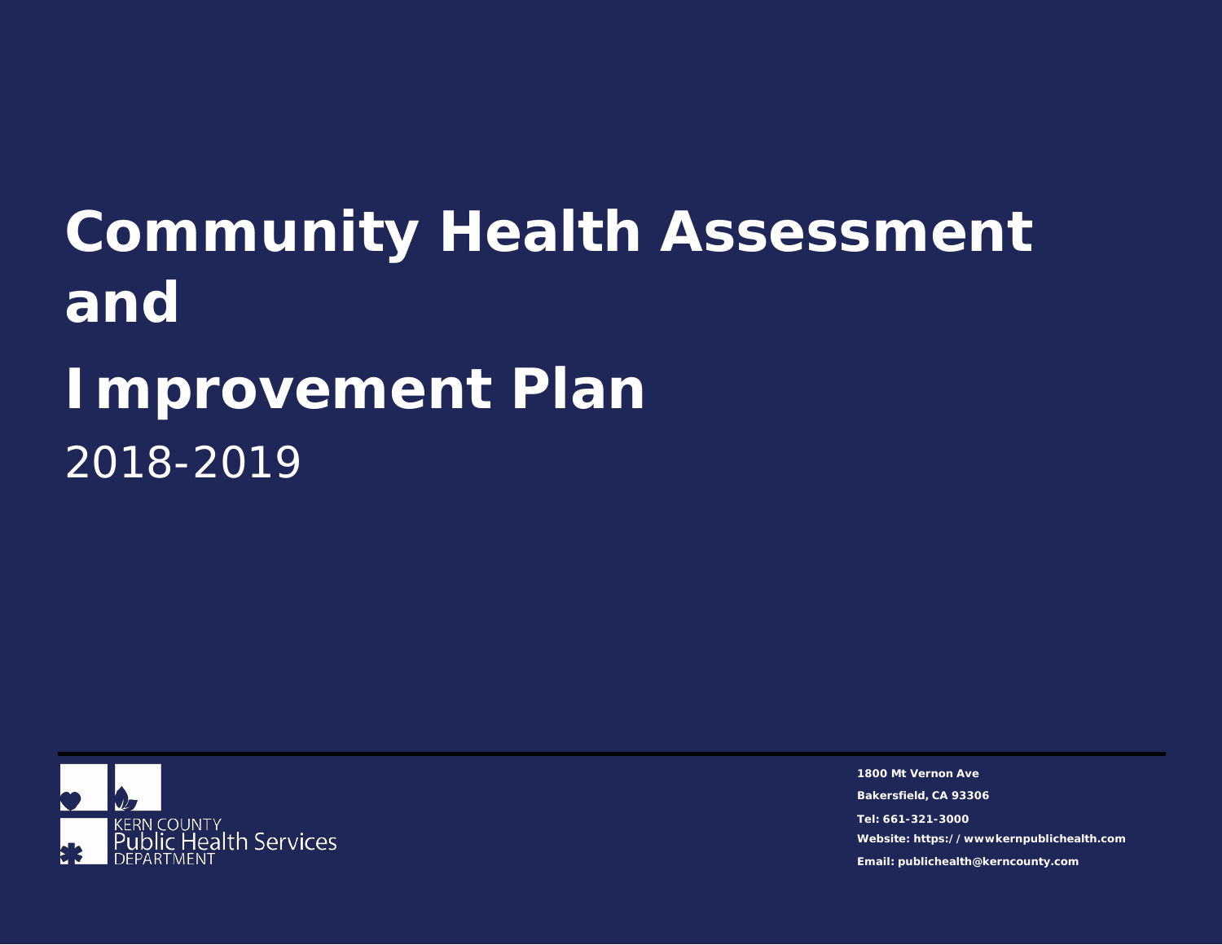# Community Health Assessment and Improvement Plan

2018-2019

KERN COUNTY
Public Health Services
DEPARTMENT

**1800 Mt Vernon Ave**

**Bakersfield, CA 93306**

**Tel: 661-321-3000**

**Website: https:/ / wwwkernpublichealth.com**

**Email: publichealth@kerncounty.com**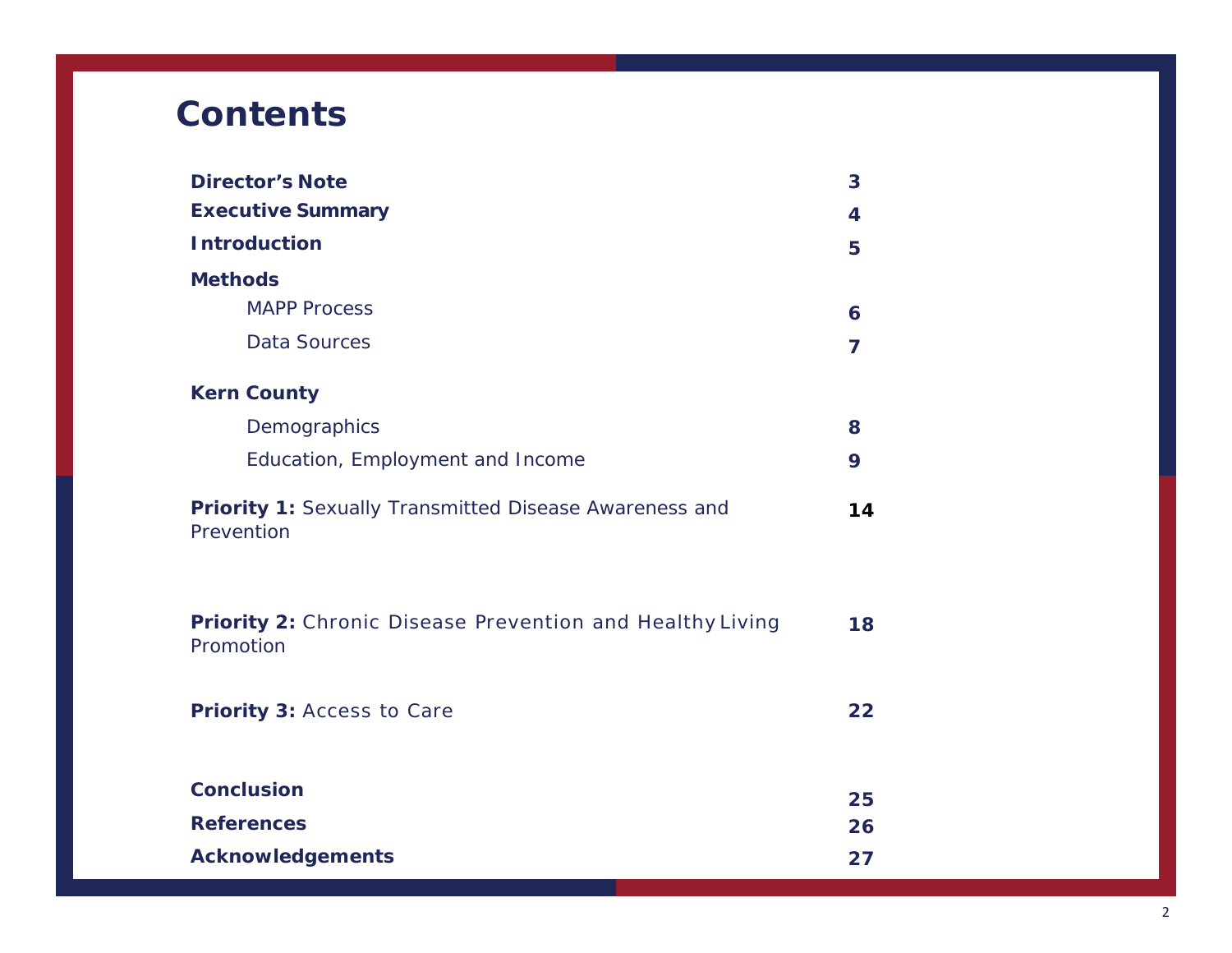# Contents

| | |
|---|---|
| **Director's Note** | **3** |
| **Executive Summary** | **4** |
| **Introduction** | **5** |
| **Methods** | |
| MAPP Process | **6** |
| Data Sources | **7** |
| **Kern County** | |
| Demographics | **8** |
| Education, Employment and Income | **9** |
| **Priority 1:** Sexually Transmitted Disease Awareness and Prevention | **14** |
| **Priority 2:** Chronic Disease Prevention and Healthy Living Promotion | **18** |
| **Priority 3:** Access to Care | **22** |
| **Conclusion** | **25** |
| **References** | **26** |
| **Acknowledgements** | **27** |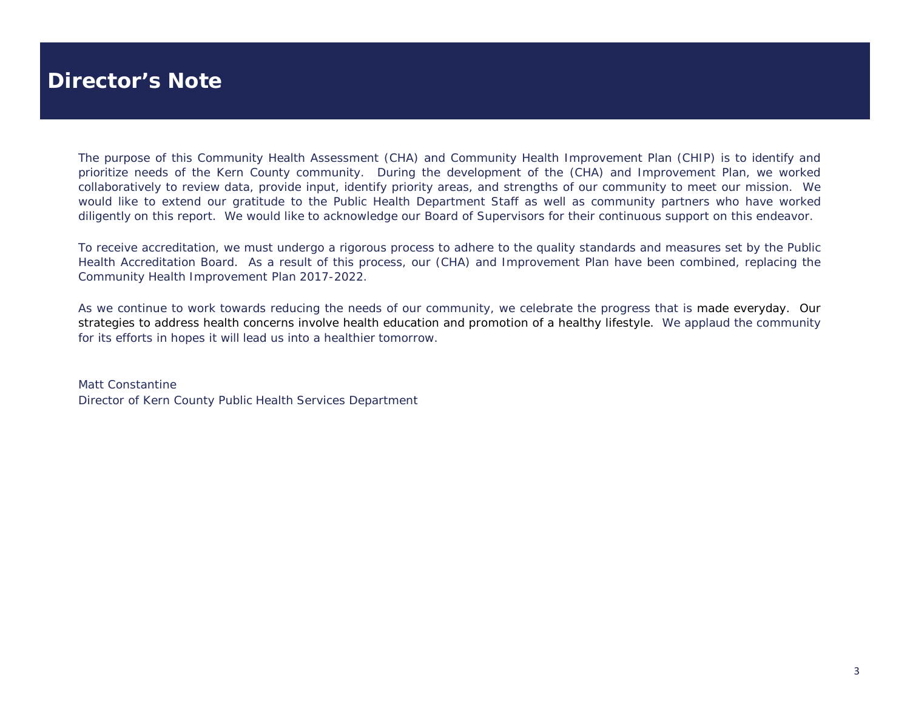# Director's Note

The purpose of this Community Health Assessment (CHA) and Community Health Improvement Plan (CHIP) is to identify and prioritize needs of the Kern County community. During the development of the (CHA) and Improvement Plan, we worked collaboratively to review data, provide input, identify priority areas, and strengths of our community to meet our mission. We would like to extend our gratitude to the Public Health Department Staff as well as community partners who have worked diligently on this report. We would like to acknowledge our Board of Supervisors for their continuous support on this endeavor.

To receive accreditation, we must undergo a rigorous process to adhere to the quality standards and measures set by the Public Health Accreditation Board. As a result of this process, our (CHA) and Improvement Plan have been combined, replacing the Community Health Improvement Plan 2017-2022.

As we continue to work towards reducing the needs of our community, we celebrate the progress that is made everyday. Our strategies to address health concerns involve health education and promotion of a healthy lifestyle. We applaud the community for its efforts in hopes it will lead us into a healthier tomorrow.

Matt Constantine
Director of Kern County Public Health Services Department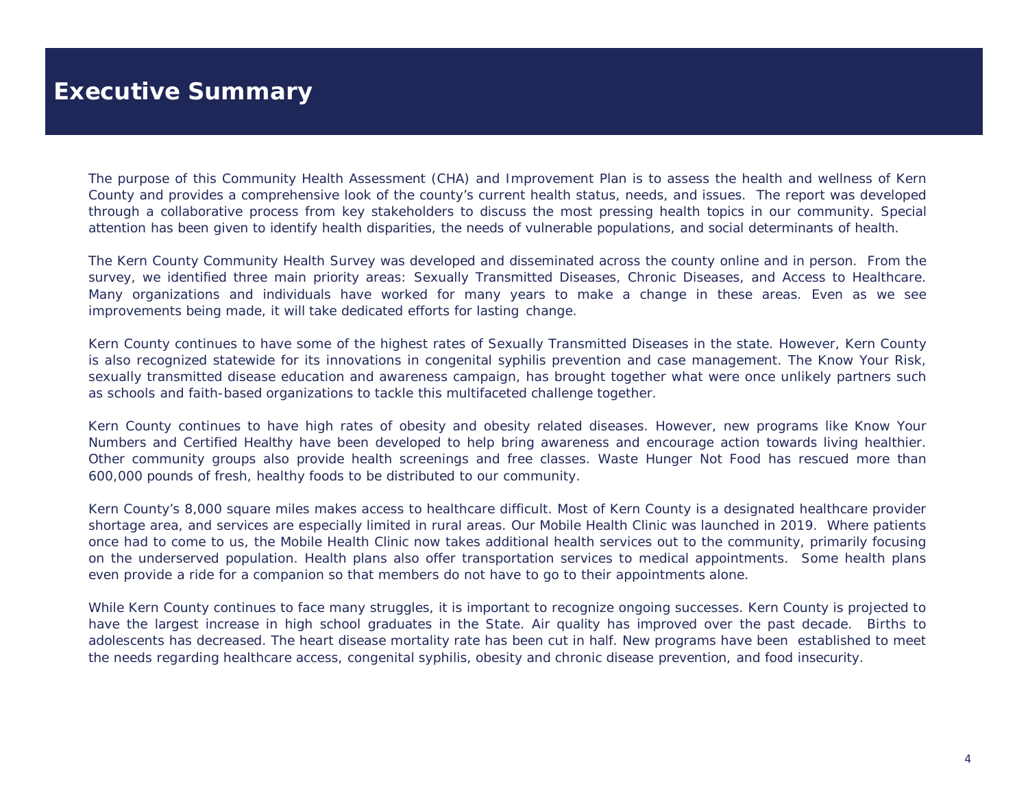# Executive Summary

The purpose of this Community Health Assessment (CHA) and Improvement Plan is to assess the health and wellness of Kern County and provides a comprehensive look of the county's current health status, needs, and issues. The report was developed through a collaborative process from key stakeholders to discuss the most pressing health topics in our community. Special attention has been given to identify health disparities, the needs of vulnerable populations, and social determinants of health.

The Kern County Community Health Survey was developed and disseminated across the county online and in person. From the survey, we identified three main priority areas: Sexually Transmitted Diseases, Chronic Diseases, and Access to Healthcare. Many organizations and individuals have worked for many years to make a change in these areas. Even as we see improvements being made, it will take dedicated efforts for lasting change.

Kern County continues to have some of the highest rates of Sexually Transmitted Diseases in the state. However, Kern County is also recognized statewide for its innovations in congenital syphilis prevention and case management. The Know Your Risk, sexually transmitted disease education and awareness campaign, has brought together what were once unlikely partners such as schools and faith-based organizations to tackle this multifaceted challenge together.

Kern County continues to have high rates of obesity and obesity related diseases. However, new programs like Know Your Numbers and Certified Healthy have been developed to help bring awareness and encourage action towards living healthier. Other community groups also provide health screenings and free classes. Waste Hunger Not Food has rescued more than 600,000 pounds of fresh, healthy foods to be distributed to our community.

Kern County's 8,000 square miles makes access to healthcare difficult. Most of Kern County is a designated healthcare provider shortage area, and services are especially limited in rural areas. Our Mobile Health Clinic was launched in 2019. Where patients once had to come to us, the Mobile Health Clinic now takes additional health services out to the community, primarily focusing on the underserved population. Health plans also offer transportation services to medical appointments. Some health plans even provide a ride for a companion so that members do not have to go to their appointments alone.

While Kern County continues to face many struggles, it is important to recognize ongoing successes. Kern County is projected to have the largest increase in high school graduates in the State. Air quality has improved over the past decade. Births to adolescents has decreased. The heart disease mortality rate has been cut in half. New programs have been established to meet the needs regarding healthcare access, congenital syphilis, obesity and chronic disease prevention, and food insecurity.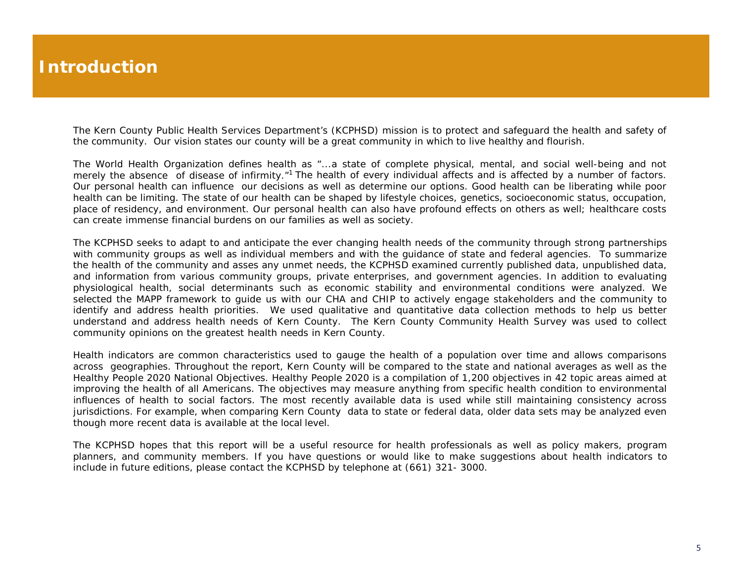# Introduction

The Kern County Public Health Services Department's (KCPHSD) mission is to protect and safeguard the health and safety of the community. Our vision states our county will be a great community in which to live healthy and flourish.

The World Health Organization defines health as "...a state of complete physical, mental, and social well-being and not merely the absence of disease of infirmity."[1] The health of every individual affects and is affected by a number of factors. Our personal health can influence our decisions as well as determine our options. Good health can be liberating while poor health can be limiting. The state of our health can be shaped by lifestyle choices, genetics, socioeconomic status, occupation, place of residency, and environment. Our personal health can also have profound effects on others as well; healthcare costs can create immense financial burdens on our families as well as society.

The KCPHSD seeks to adapt to and anticipate the ever changing health needs of the community through strong partnerships with community groups as well as individual members and with the guidance of state and federal agencies. To summarize the health of the community and asses any unmet needs, the KCPHSD examined currently published data, unpublished data, and information from various community groups, private enterprises, and government agencies. In addition to evaluating physiological health, social determinants such as economic stability and environmental conditions were analyzed. We selected the MAPP framework to guide us with our CHA and CHIP to actively engage stakeholders and the community to identify and address health priorities. We used qualitative and quantitative data collection methods to help us better understand and address health needs of Kern County. The Kern County Community Health Survey was used to collect community opinions on the greatest health needs in Kern County.

Health indicators are common characteristics used to gauge the health of a population over time and allows comparisons across geographies. Throughout the report, Kern County will be compared to the state and national averages as well as the Healthy People 2020 National Objectives. Healthy People 2020 is a compilation of 1,200 objectives in 42 topic areas aimed at improving the health of all Americans. The objectives may measure anything from specific health condition to environmental influences of health to social factors. The most recently available data is used while still maintaining consistency across jurisdictions. For example, when comparing Kern County data to state or federal data, older data sets may be analyzed even though more recent data is available at the local level.

The KCPHSD hopes that this report will be a useful resource for health professionals as well as policy makers, program planners, and community members. If you have questions or would like to make suggestions about health indicators to include in future editions, please contact the KCPHSD by telephone at (661) 321- 3000.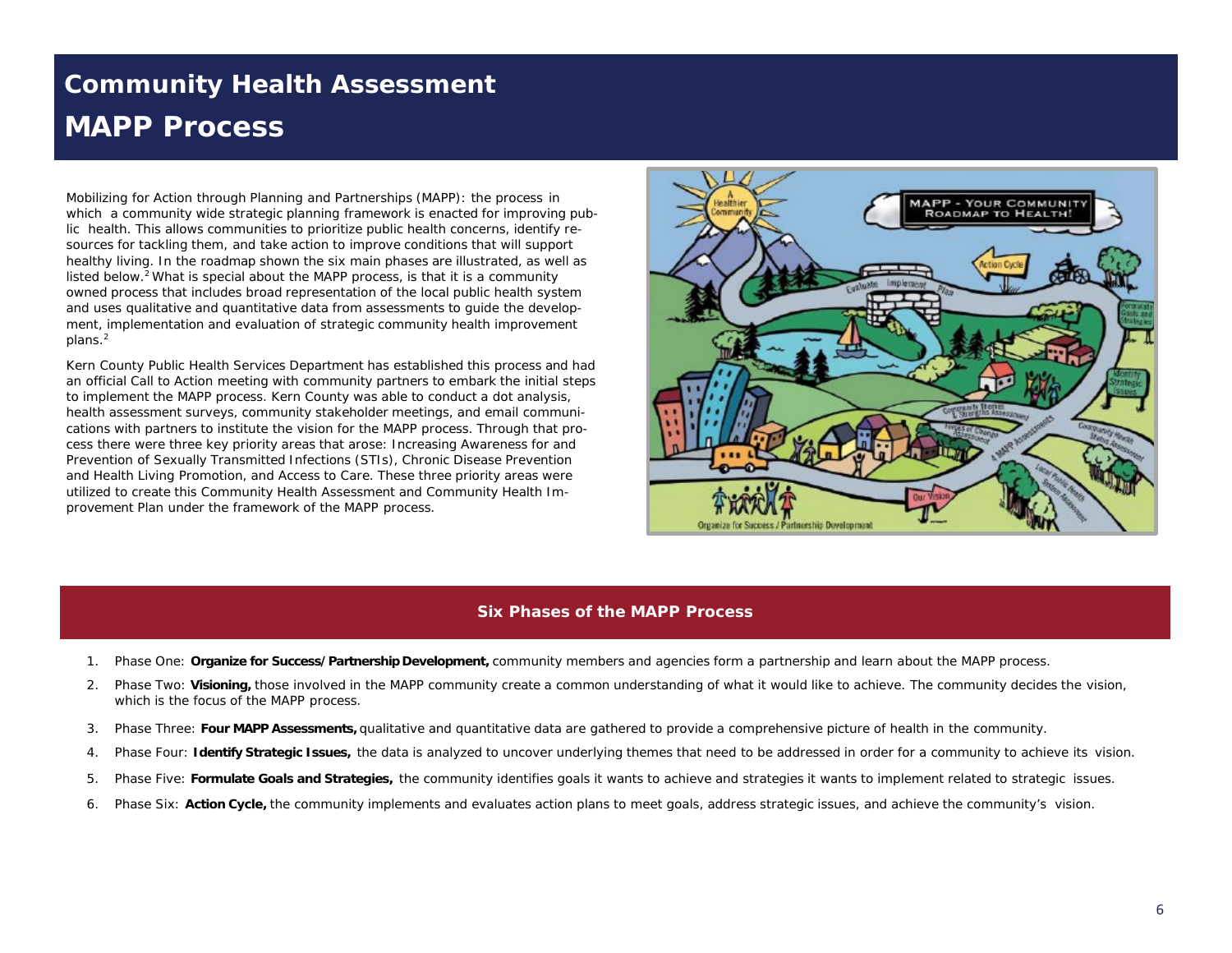# Community Health Assessment

# MAPP Process

Mobilizing for Action through Planning and Partnerships (MAPP): the process in which a community wide strategic planning framework is enacted for improving public health. This allows communities to prioritize public health concerns, identify resources for tackling them, and take action to improve conditions that will support healthy living. In the roadmap shown the six main phases are illustrated, as well as listed below.[2] What is special about the MAPP process, is that it is a community owned process that includes broad representation of the local public health system and uses qualitative and quantitative data from assessments to guide the development, implementation and evaluation of strategic community health improvement plans.[2]

Kern County Public Health Services Department has established this process and had an official Call to Action meeting with community partners to embark the initial steps to implement the MAPP process. Kern County was able to conduct a dot analysis, health assessment surveys, community stakeholder meetings, and email communications with partners to institute the vision for the MAPP process. Through that process there were three key priority areas that arose: Increasing Awareness for and Prevention of Sexually Transmitted Infections (STIs), Chronic Disease Prevention and Health Living Promotion, and Access to Care. These three priority areas were utilized to create this Community Health Assessment and Community Health Improvement Plan under the framework of the MAPP process.

## Six Phases of the MAPP Process

1. Phase One: **Organize for Success/Partnership Development,** community members and agencies form a partnership and learn about the MAPP process.
2. Phase Two: **Visioning,** those involved in the MAPP community create a common understanding of what it would like to achieve. The community decides the vision, which is the focus of the MAPP process.
3. Phase Three: **Four MAPP Assessments,** qualitative and quantitative data are gathered to provide a comprehensive picture of health in the community.
4. Phase Four: **Identify Strategic Issues,** the data is analyzed to uncover underlying themes that need to be addressed in order for a community to achieve its vision.
5. Phase Five: **Formulate Goals and Strategies,** the community identifies goals it wants to achieve and strategies it wants to implement related to strategic issues.
6. Phase Six: **Action Cycle,** the community implements and evaluates action plans to meet goals, address strategic issues, and achieve the community's vision.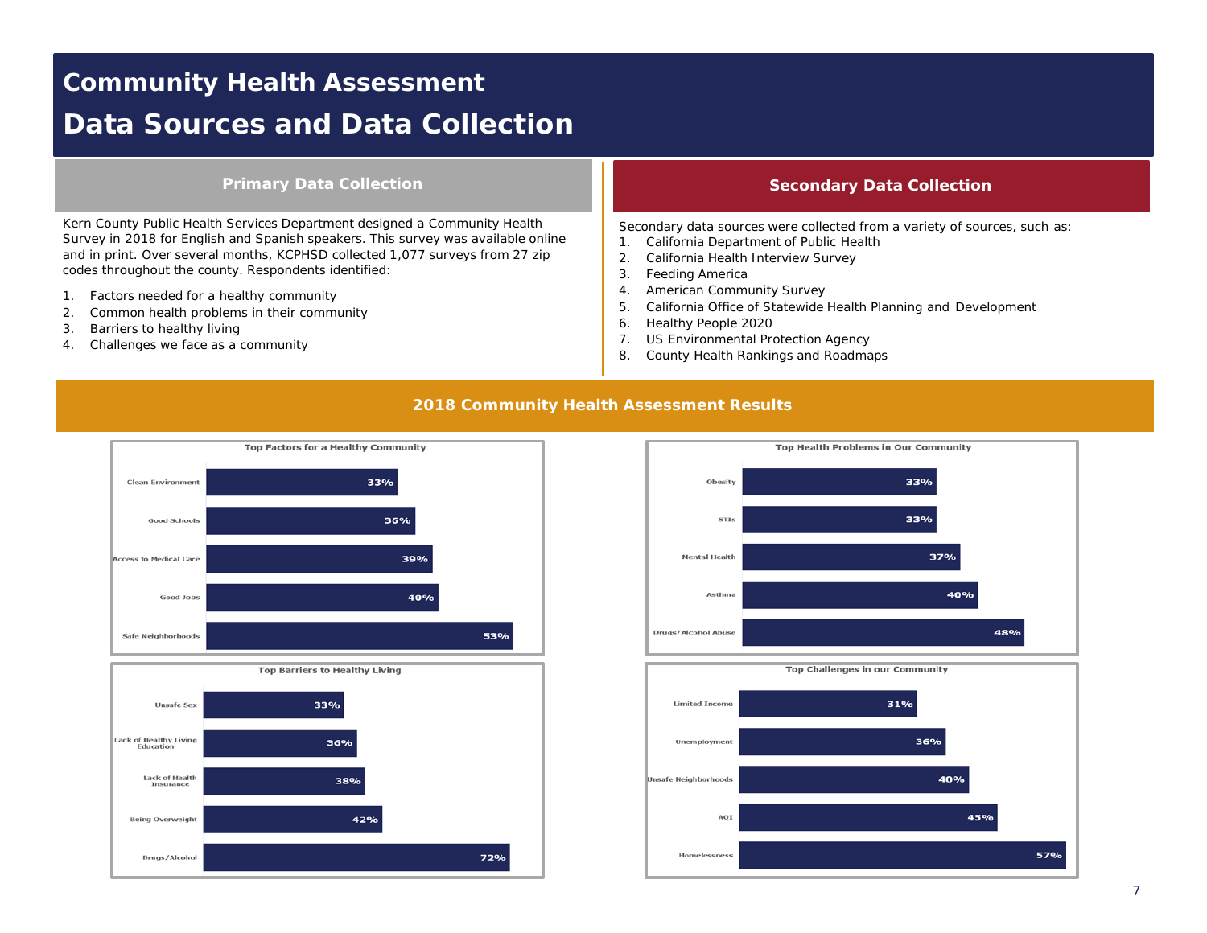# Community Health Assessment

# Data Sources and Data Collection

## Primary Data Collection

Kern County Public Health Services Department designed a Community Health Survey in 2018 for English and Spanish speakers. This survey was available online and in print. Over several months, KCPHSD collected 1,077 surveys from 27 zip codes throughout the county. Respondents identified:

1. Factors needed for a healthy community
2. Common health problems in their community
3. Barriers to healthy living
4. Challenges we face as a community

## Secondary Data Collection

Secondary data sources were collected from a variety of sources, such as:

1. California Department of Public Health
2. California Health Interview Survey
3. Feeding America
4. American Community Survey
5. California Office of Statewide Health Planning and Development
6. Healthy People 2020
7. US Environmental Protection Agency
8. County Health Rankings and Roadmaps

## 2018 Community Health Assessment Results

**Top Factors for a Healthy Community**

| Factor | Percent |
|---|---|
| Clean Environment | 33% |
| Good Schools | 36% |
| Access to Medical Care | 39% |
| Good Jobs | 40% |
| Safe Neighborhoods | 53% |

**Top Health Problems in Our Community**

| Problem | Percent |
|---|---|
| Obesity | 33% |
| STIs | 33% |
| Mental Health | 37% |
| Asthma | 40% |
| Drugs/Alcohol Abuse | 48% |

**Top Barriers to Healthy Living**

| Barrier | Percent |
|---|---|
| Unsafe Sex | 33% |
| Lack of Healthy Living Education | 36% |
| Lack of Health Insurance | 38% |
| Being Overweight | 42% |
| Drugs/Alcohol | 72% |

**Top Challenges in our Community**

| Challenge | Percent |
|---|---|
| Limited Income | 31% |
| Unemployment | 36% |
| Unsafe Neighborhoods | 40% |
| AQI | 45% |
| Homelessness | 57% |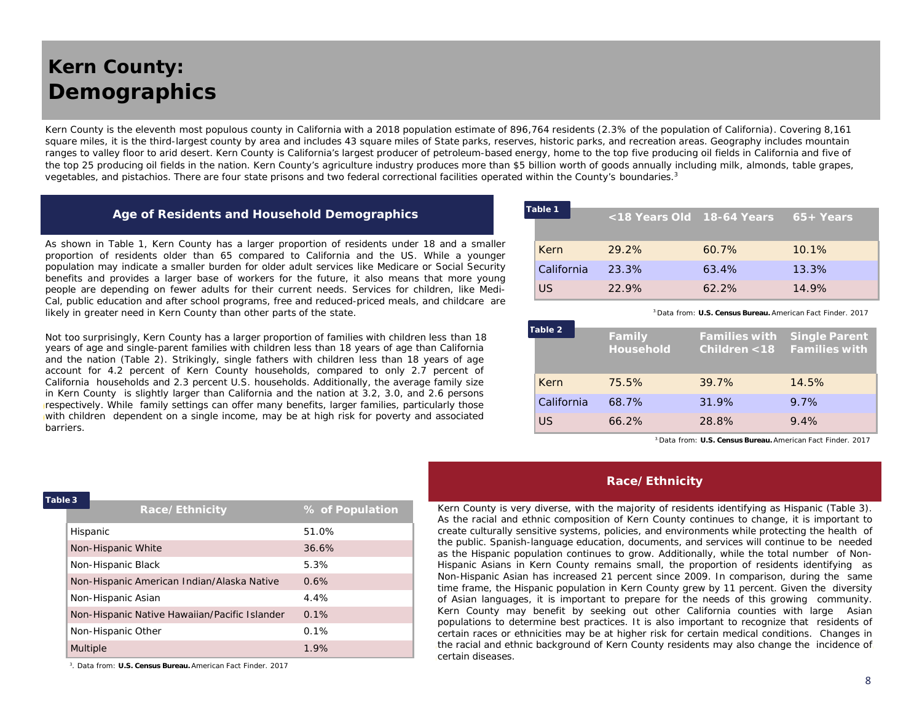# Kern County: Demographics

Kern County is the eleventh most populous county in California with a 2018 population estimate of 896,764 residents (2.3% of the population of California). Covering 8,161 square miles, it is the third-largest county by area and includes 43 square miles of State parks, reserves, historic parks, and recreation areas. Geography includes mountain ranges to valley floor to arid desert. Kern County is California's largest producer of petroleum-based energy, home to the top five producing oil fields in California and five of the top 25 producing oil fields in the nation. Kern County's agriculture industry produces more than $5 billion worth of goods annually including milk, almonds, table grapes, vegetables, and pistachios. There are four state prisons and two federal correctional facilities operated within the County's boundaries.[3]

## Age of Residents and Household Demographics

As shown in Table 1, Kern County has a larger proportion of residents under 18 and a smaller proportion of residents older than 65 compared to California and the US. While a younger population may indicate a smaller burden for older adult services like Medicare or Social Security benefits and provides a larger base of workers for the future, it also means that more young people are depending on fewer adults for their current needs. Services for children, like Medi-Cal, public education and after school programs, free and reduced-priced meals, and childcare are likely in greater need in Kern County than other parts of the state.

Not too surprisingly, Kern County has a larger proportion of families with children less than 18 years of age and single-parent families with children less than 18 years of age than California and the nation (Table 2). Strikingly, single fathers with children less than 18 years of age account for 4.2 percent of Kern County households, compared to only 2.7 percent of California households and 2.3 percent U.S. households. Additionally, the average family size in Kern County is slightly larger than California and the nation at 3.2, 3.0, and 2.6 persons respectively. While family settings can offer many benefits, larger families, particularly those with children dependent on a single income, may be at high risk for poverty and associated barriers.

**Table 1**

| | <18 Years Old | 18-64 Years | 65+ Years |
|---|---|---|---|
| Kern | 29.2% | 60.7% | 10.1% |
| California | 23.3% | 63.4% | 13.3% |
| US | 22.9% | 62.2% | 14.9% |

[3] Data from: **U.S. Census Bureau.** American Fact Finder. 2017

**Table 2**

| | Family Household | Families with Children <18 | Single Parent Families with |
|---|---|---|---|
| Kern | 75.5% | 39.7% | 14.5% |
| California | 68.7% | 31.9% | 9.7% |
| US | 66.2% | 28.8% | 9.4% |

[3] Data from: **U.S. Census Bureau.** American Fact Finder. 2017

**Table 3**

| Race/Ethnicity | % of Population |
|---|---|
| Hispanic | 51.0% |
| Non-Hispanic White | 36.6% |
| Non-Hispanic Black | 5.3% |
| Non-Hispanic American Indian/Alaska Native | 0.6% |
| Non-Hispanic Asian | 4.4% |
| Non-Hispanic Native Hawaiian/Pacific Islander | 0.1% |
| Non-Hispanic Other | 0.1% |
| Multiple | 1.9% |

[3]. Data from: **U.S. Census Bureau.** American Fact Finder. 2017

## Race/Ethnicity

Kern County is very diverse, with the majority of residents identifying as Hispanic (Table 3). As the racial and ethnic composition of Kern County continues to change, it is important to create culturally sensitive systems, policies, and environments while protecting the health of the public. Spanish-language education, documents, and services will continue to be needed as the Hispanic population continues to grow. Additionally, while the total number of Non-Hispanic Asians in Kern County remains small, the proportion of residents identifying as Non-Hispanic Asian has increased 21 percent since 2009. In comparison, during the same time frame, the Hispanic population in Kern County grew by 11 percent. Given the diversity of Asian languages, it is important to prepare for the needs of this growing community. Kern County may benefit by seeking out other California counties with large Asian populations to determine best practices. It is also important to recognize that residents of certain races or ethnicities may be at higher risk for certain medical conditions. Changes in the racial and ethnic background of Kern County residents may also change the incidence of certain diseases.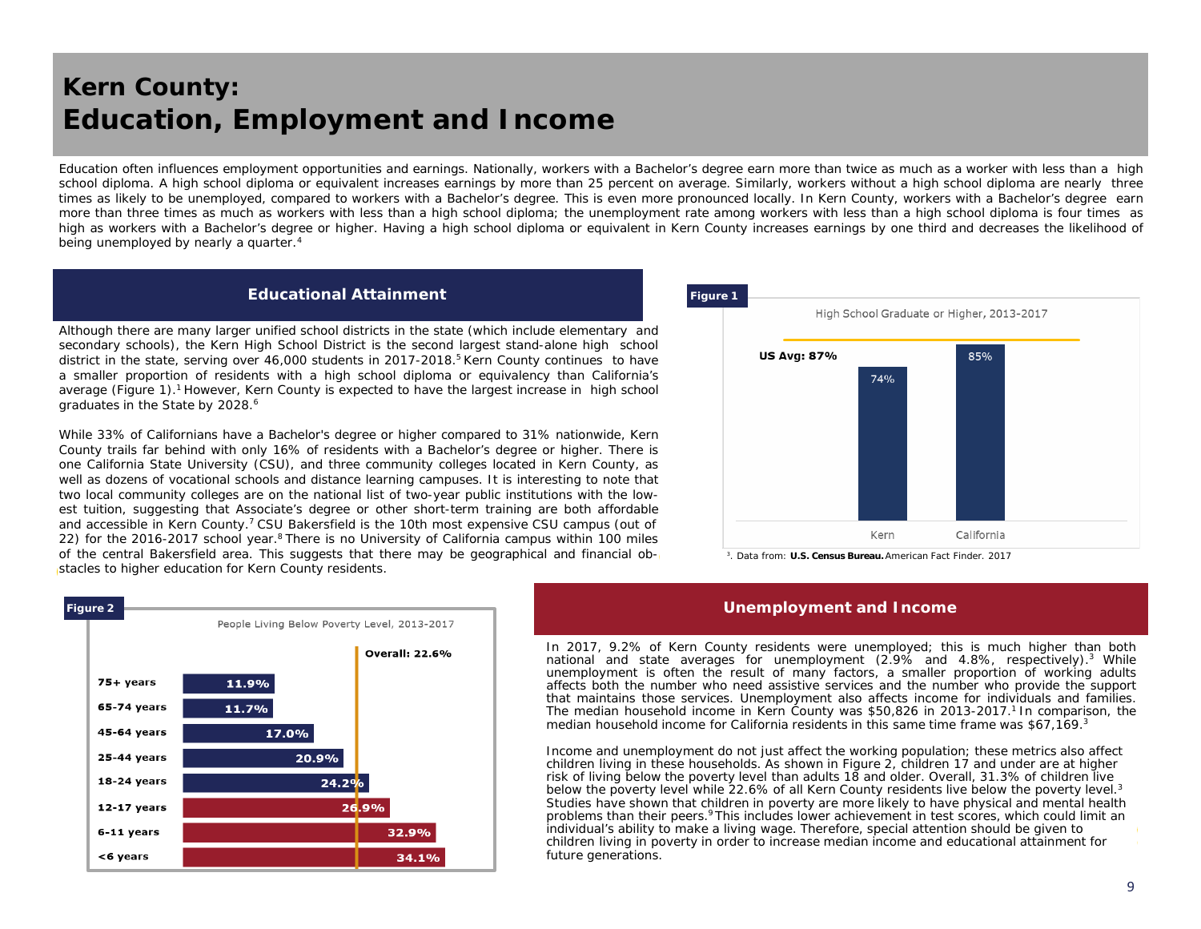# Kern County: Education, Employment and Income

Education often influences employment opportunities and earnings. Nationally, workers with a Bachelor's degree earn more than twice as much as a worker with less than a high school diploma. A high school diploma or equivalent increases earnings by more than 25 percent on average. Similarly, workers without a high school diploma are nearly three times as likely to be unemployed, compared to workers with a Bachelor's degree. This is even more pronounced locally. In Kern County, workers with a Bachelor's degree earn more than three times as much as workers with less than a high school diploma; the unemployment rate among workers with less than a high school diploma is four times as high as workers with a Bachelor's degree or higher. Having a high school diploma or equivalent in Kern County increases earnings by one third and decreases the likelihood of being unemployed by nearly a quarter.[4]

## Educational Attainment

Although there are many larger unified school districts in the state (which include elementary and secondary schools), the Kern High School District is the second largest stand-alone high school district in the state, serving over 46,000 students in 2017-2018.[5] Kern County continues to have a smaller proportion of residents with a high school diploma or equivalency than California's average (Figure 1).[1] However, Kern County is expected to have the largest increase in high school graduates in the State by 2028.[6]

While 33% of Californians have a Bachelor's degree or higher compared to 31% nationwide, Kern County trails far behind with only 16% of residents with a Bachelor's degree or higher. There is one California State University (CSU), and three community colleges located in Kern County, as well as dozens of vocational schools and distance learning campuses. It is interesting to note that two local community colleges are on the national list of two-year public institutions with the lowest tuition, suggesting that Associate's degree or other short-term training are both affordable and accessible in Kern County.[7] CSU Bakersfield is the 10th most expensive CSU campus (out of 22) for the 2016-2017 school year.[8] There is no University of California campus within 100 miles of the central Bakersfield area. This suggests that there may be geographical and financial obstacles to higher education for Kern County residents.

**Figure 1**

High School Graduate or Higher, 2013-2017

| | Kern | California |
|---|---|---|
| High School Graduate or Higher | 74% | 85% |

US Avg: 87%

[3]. Data from: **U.S. Census Bureau.** American Fact Finder. 2017

**Figure 2**

People Living Below Poverty Level, 2013-2017

| Age group | Percent |
|---|---|
| 75+ years | 11.9% |
| 65-74 years | 11.7% |
| 45-64 years | 17.0% |
| 25-44 years | 20.9% |
| 18-24 years | 24.2% |
| 12-17 years | 26.9% |
| 6-11 years | 32.9% |
| <6 years | 34.1% |

Overall: 22.6%

## Unemployment and Income

In 2017, 9.2% of Kern County residents were unemployed; this is much higher than both national and state averages for unemployment (2.9% and 4.8%, respectively).[3] While unemployment is often the result of many factors, a smaller proportion of working adults affects both the number who need assistive services and the number who provide the support that maintains those services. Unemployment also affects income for individuals and families. The median household income in Kern County was $50,826 in 2013-2017.[1] In comparison, the median household income for California residents in this same time frame was $67,169.[3]

Income and unemployment do not just affect the working population; these metrics also affect children living in these households. As shown in Figure 2, children 17 and under are at higher risk of living below the poverty level than adults 18 and older. Overall, 31.3% of children live below the poverty level while 22.6% of all Kern County residents live below the poverty level.[3] Studies have shown that children in poverty are more likely to have physical and mental health problems than their peers.[9] This includes lower achievement in test scores, which could limit an individual's ability to make a living wage. Therefore, special attention should be given to children living in poverty in order to increase median income and educational attainment for future generations.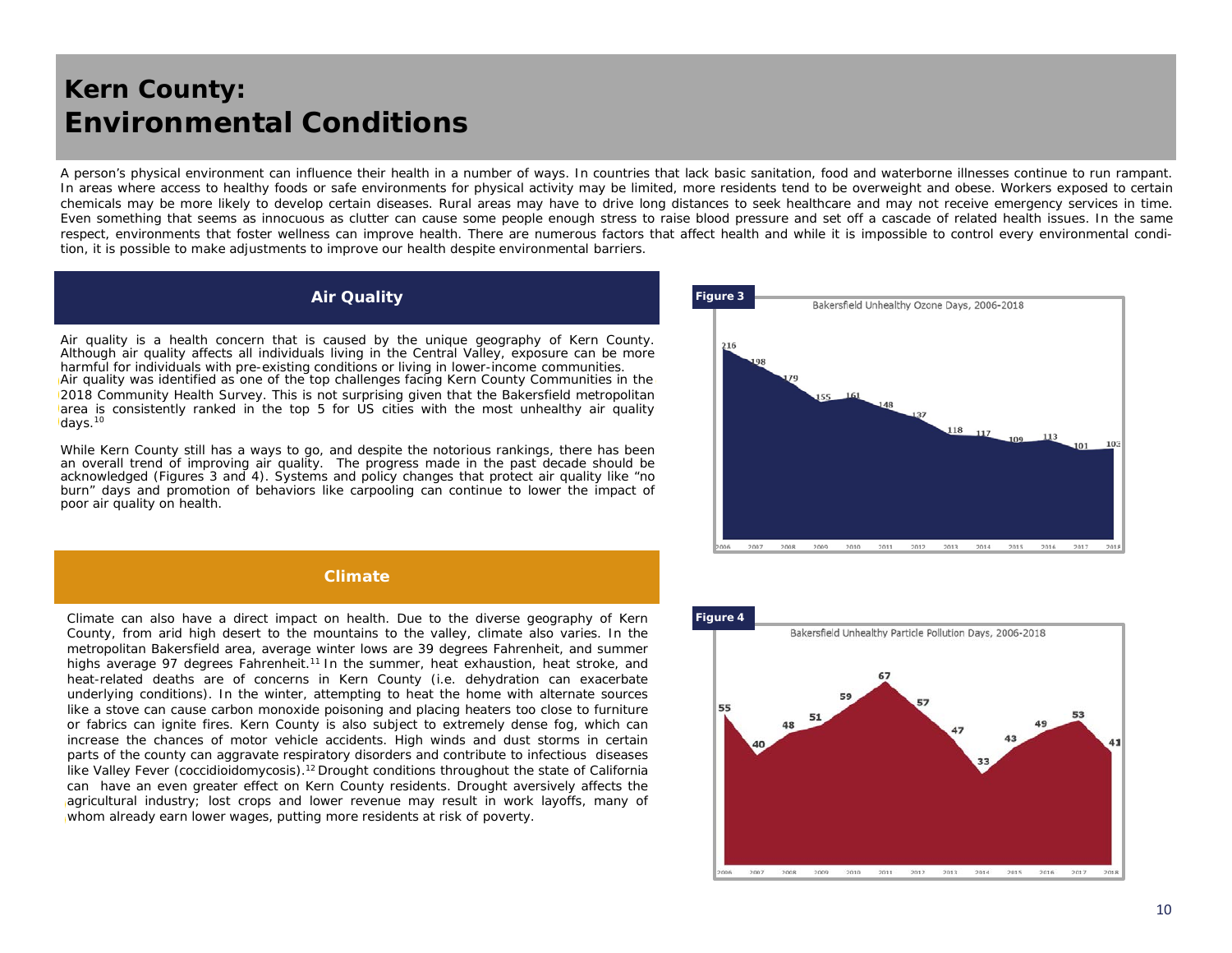# Kern County: Environmental Conditions

A person's physical environment can influence their health in a number of ways. In countries that lack basic sanitation, food and waterborne illnesses continue to run rampant. In areas where access to healthy foods or safe environments for physical activity may be limited, more residents tend to be overweight and obese. Workers exposed to certain chemicals may be more likely to develop certain diseases. Rural areas may have to drive long distances to seek healthcare and may not receive emergency services in time. Even something that seems as innocuous as clutter can cause some people enough stress to raise blood pressure and set off a cascade of related health issues. In the same respect, environments that foster wellness can improve health. There are numerous factors that affect health and while it is impossible to control every environmental condition, it is possible to make adjustments to improve our health despite environmental barriers.

## Air Quality

Air quality is a health concern that is caused by the unique geography of Kern County. Although air quality affects all individuals living in the Central Valley, exposure can be more harmful for individuals with pre-existing conditions or living in lower-income communities. Air quality was identified as one of the top challenges facing Kern County Communities in the 2018 Community Health Survey. This is not surprising given that the Bakersfield metropolitan area is consistently ranked in the top 5 for US cities with the most unhealthy air quality days.[10]

While Kern County still has a ways to go, and despite the notorious rankings, there has been an overall trend of improving air quality. The progress made in the past decade should be acknowledged (Figures 3 and 4). Systems and policy changes that protect air quality like "no burn" days and promotion of behaviors like carpooling can continue to lower the impact of poor air quality on health.

**Figure 3**

Bakersfield Unhealthy Ozone Days, 2006-2018

| Year | 2006 | 2007 | 2008 | 2009 | 2010 | 2011 | 2012 | 2013 | 2014 | 2015 | 2016 | 2017 | 2018 |
|---|---|---|---|---|---|---|---|---|---|---|---|---|---|
| Days | 216 | 198 | 179 | 155 | 161 | 148 | 137 | 118 | 117 | 109 | 113 | 101 | 103 |

**Figure 4**

Bakersfield Unhealthy Particle Pollution Days, 2006-2018

| Year | 2006 | 2007 | 2008 | 2009 | 2010 | 2011 | 2012 | 2013 | 2014 | 2015 | 2016 | 2017 | 2018 |
|---|---|---|---|---|---|---|---|---|---|---|---|---|---|
| Days | 55 | 40 | 48 | 51 | 59 | 67 | 57 | 47 | 33 | 43 | 49 | 53 | 41 |

## Climate

Climate can also have a direct impact on health. Due to the diverse geography of Kern County, from arid high desert to the mountains to the valley, climate also varies. In the metropolitan Bakersfield area, average winter lows are 39 degrees Fahrenheit, and summer highs average 97 degrees Fahrenheit.[11] In the summer, heat exhaustion, heat stroke, and heat-related deaths are of concerns in Kern County (i.e. dehydration can exacerbate underlying conditions). In the winter, attempting to heat the home with alternate sources like a stove can cause carbon monoxide poisoning and placing heaters too close to furniture or fabrics can ignite fires. Kern County is also subject to extremely dense fog, which can increase the chances of motor vehicle accidents. High winds and dust storms in certain parts of the county can aggravate respiratory disorders and contribute to infectious diseases like Valley Fever (coccidioidomycosis).[12] Drought conditions throughout the state of California can have an even greater effect on Kern County residents. Drought aversively affects the agricultural industry; lost crops and lower revenue may result in work layoffs, many of whom already earn lower wages, putting more residents at risk of poverty.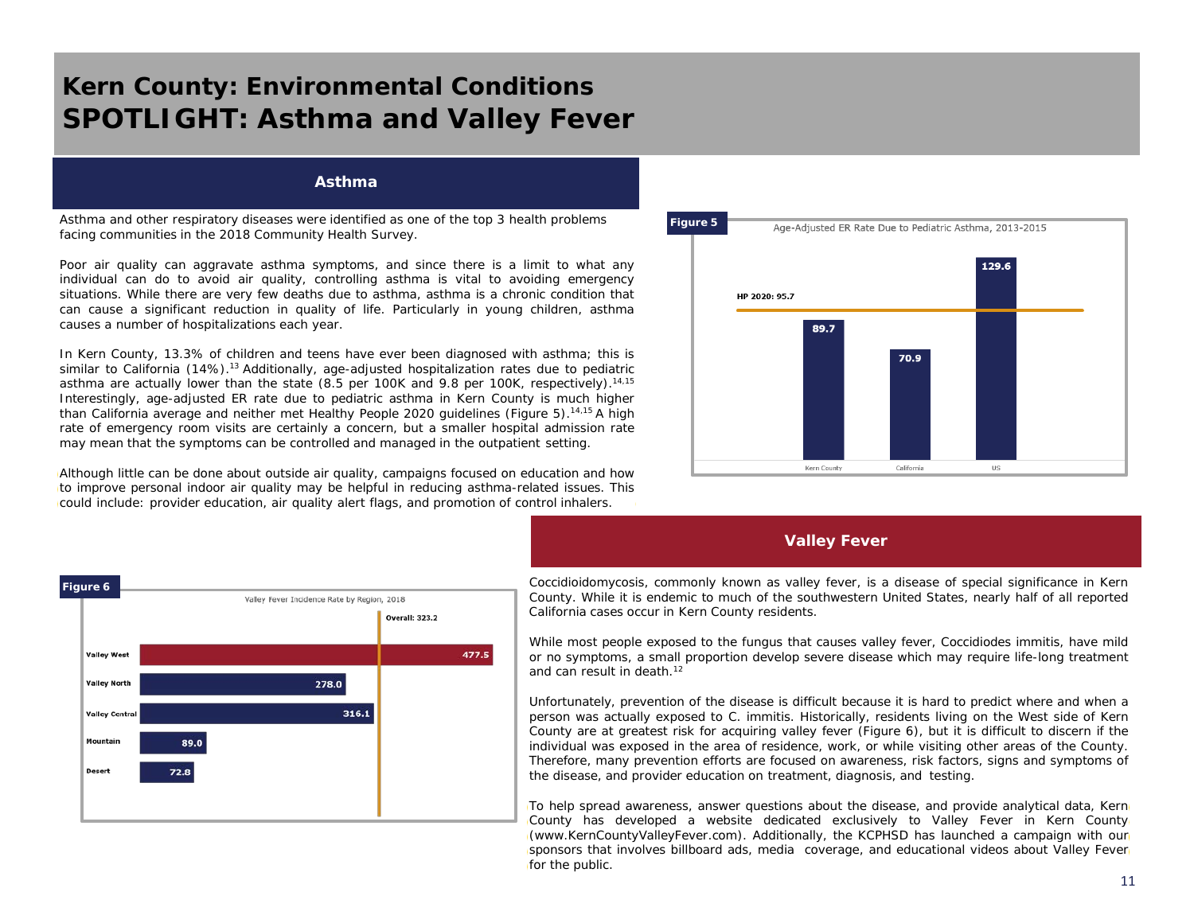# Kern County: Environmental Conditions
# SPOTLIGHT: Asthma and Valley Fever

## Asthma

Asthma and other respiratory diseases were identified as one of the top 3 health problems facing communities in the 2018 Community Health Survey.

Poor air quality can aggravate asthma symptoms, and since there is a limit to what any individual can do to avoid air quality, controlling asthma is vital to avoiding emergency situations. While there are very few deaths due to asthma, asthma is a chronic condition that can cause a significant reduction in quality of life. Particularly in young children, asthma causes a number of hospitalizations each year.

In Kern County, 13.3% of children and teens have ever been diagnosed with asthma; this is similar to California (14%).[13] Additionally, age-adjusted hospitalization rates due to pediatric asthma are actually lower than the state (8.5 per 100K and 9.8 per 100K, respectively).[14,15] Interestingly, age-adjusted ER rate due to pediatric asthma in Kern County is much higher than California average and neither met Healthy People 2020 guidelines (Figure 5).[14,15] A high rate of emergency room visits are certainly a concern, but a smaller hospital admission rate may mean that the symptoms can be controlled and managed in the outpatient setting.

Although little can be done about outside air quality, campaigns focused on education and how to improve personal indoor air quality may be helpful in reducing asthma-related issues. This could include: provider education, air quality alert flags, and promotion of control inhalers.

**Figure 5**

Age-Adjusted ER Rate Due to Pediatric Asthma, 2013-2015

| Region | Rate |
| --- | --- |
| Kern County | 89.7 |
| California | 70.9 |
| US | 129.6 |

HP 2020: 95.7

## Valley Fever

Coccidioidomycosis, commonly known as valley fever, is a disease of special significance in Kern County. While it is endemic to much of the southwestern United States, nearly half of all reported California cases occur in Kern County residents.

While most people exposed to the fungus that causes valley fever, Coccidiodes immitis, have mild or no symptoms, a small proportion develop severe disease which may require life-long treatment and can result in death.[12]

Unfortunately, prevention of the disease is difficult because it is hard to predict where and when a person was actually exposed to C. immitis. Historically, residents living on the West side of Kern County are at greatest risk for acquiring valley fever (Figure 6), but it is difficult to discern if the individual was exposed in the area of residence, work, or while visiting other areas of the County. Therefore, many prevention efforts are focused on awareness, risk factors, signs and symptoms of the disease, and provider education on treatment, diagnosis, and testing.

To help spread awareness, answer questions about the disease, and provide analytical data, Kern County has developed a website dedicated exclusively to Valley Fever in Kern County (www.KernCountyValleyFever.com). Additionally, the KCPHSD has launched a campaign with our sponsors that involves billboard ads, media coverage, and educational videos about Valley Fever for the public.

**Figure 6**

Valley Fever Incidence Rate by Region, 2018

| Region | Rate |
| --- | --- |
| Valley West | 477.5 |
| Valley North | 278.0 |
| Valley Central | 316.1 |
| Mountain | 89.0 |
| Desert | 72.8 |

Overall: 323.2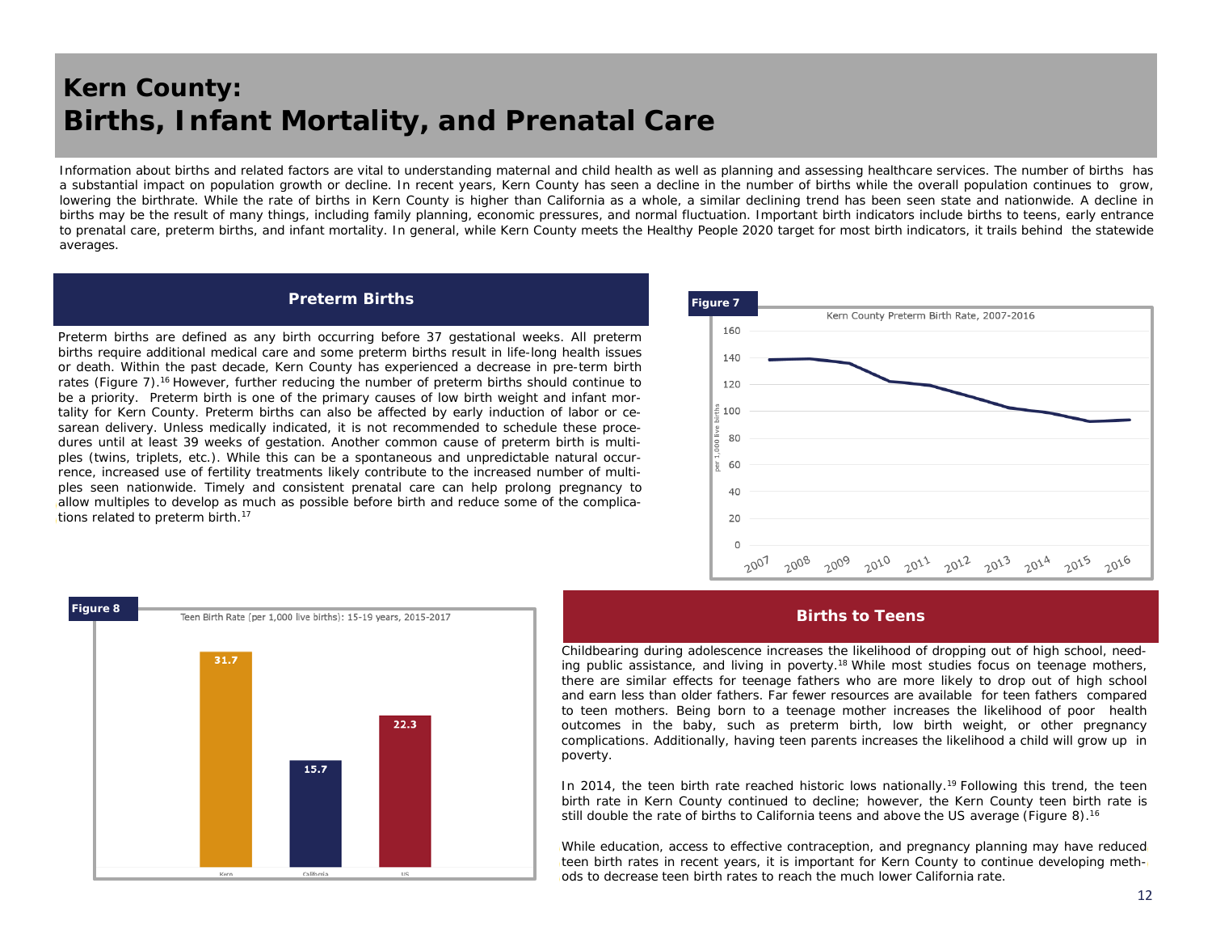# Kern County: Births, Infant Mortality, and Prenatal Care

Information about births and related factors are vital to understanding maternal and child health as well as planning and assessing healthcare services. The number of births has a substantial impact on population growth or decline. In recent years, Kern County has seen a decline in the number of births while the overall population continues to grow, lowering the birthrate. While the rate of births in Kern County is higher than California as a whole, a similar declining trend has been seen state and nationwide. A decline in births may be the result of many things, including family planning, economic pressures, and normal fluctuation. Important birth indicators include births to teens, early entrance to prenatal care, preterm births, and infant mortality. In general, while Kern County meets the Healthy People 2020 target for most birth indicators, it trails behind the statewide averages.

## Preterm Births

Preterm births are defined as any birth occurring before 37 gestational weeks. All preterm births require additional medical care and some preterm births result in life-long health issues or death. Within the past decade, Kern County has experienced a decrease in pre-term birth rates (Figure 7).[16] However, further reducing the number of preterm births should continue to be a priority. Preterm birth is one of the primary causes of low birth weight and infant mortality for Kern County. Preterm births can also be affected by early induction of labor or cesarean delivery. Unless medically indicated, it is not recommended to schedule these procedures until at least 39 weeks of gestation. Another common cause of preterm birth is multiples (twins, triplets, etc.). While this can be a spontaneous and unpredictable natural occurrence, increased use of fertility treatments likely contribute to the increased number of multiples seen nationwide. Timely and consistent prenatal care can help prolong pregnancy to allow multiples to develop as much as possible before birth and reduce some of the complications related to preterm birth.[17]

**Figure 7**

Kern County Preterm Birth Rate, 2007-2016

**Figure 8**

Teen Birth Rate (per 1,000 live births): 15-19 years, 2015-2017

| Kern | California | US |
|---|---|---|
| 31.7 | 15.7 | 22.3 |

## Births to Teens

Childbearing during adolescence increases the likelihood of dropping out of high school, needing public assistance, and living in poverty.[18] While most studies focus on teenage mothers, there are similar effects for teenage fathers who are more likely to drop out of high school and earn less than older fathers. Far fewer resources are available for teen fathers compared to teen mothers. Being born to a teenage mother increases the likelihood of poor health outcomes in the baby, such as preterm birth, low birth weight, or other pregnancy complications. Additionally, having teen parents increases the likelihood a child will grow up in poverty.

In 2014, the teen birth rate reached historic lows nationally.[19] Following this trend, the teen birth rate in Kern County continued to decline; however, the Kern County teen birth rate is still double the rate of births to California teens and above the US average (Figure 8).[16]

While education, access to effective contraception, and pregnancy planning may have reduced teen birth rates in recent years, it is important for Kern County to continue developing methods to decrease teen birth rates to reach the much lower California rate.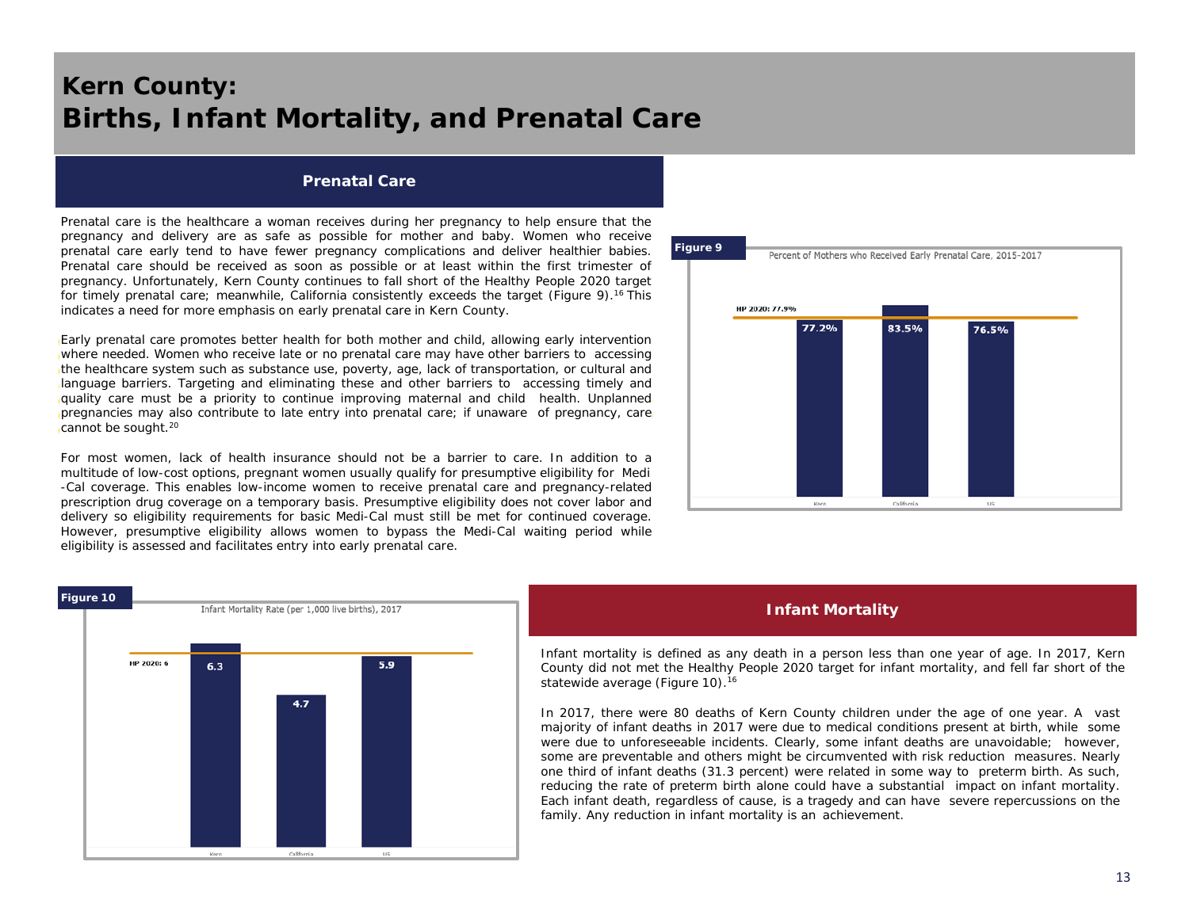# Kern County: Births, Infant Mortality, and Prenatal Care

## Prenatal Care

Prenatal care is the healthcare a woman receives during her pregnancy to help ensure that the pregnancy and delivery are as safe as possible for mother and baby. Women who receive prenatal care early tend to have fewer pregnancy complications and deliver healthier babies. Prenatal care should be received as soon as possible or at least within the first trimester of pregnancy. Unfortunately, Kern County continues to fall short of the Healthy People 2020 target for timely prenatal care; meanwhile, California consistently exceeds the target (Figure 9).[16] This indicates a need for more emphasis on early prenatal care in Kern County.

Early prenatal care promotes better health for both mother and child, allowing early intervention where needed. Women who receive late or no prenatal care may have other barriers to accessing the healthcare system such as substance use, poverty, age, lack of transportation, or cultural and language barriers. Targeting and eliminating these and other barriers to accessing timely and quality care must be a priority to continue improving maternal and child health. Unplanned pregnancies may also contribute to late entry into prenatal care; if unaware of pregnancy, care cannot be sought.[20]

For most women, lack of health insurance should not be a barrier to care. In addition to a multitude of low-cost options, pregnant women usually qualify for presumptive eligibility for Medi-Cal coverage. This enables low-income women to receive prenatal care and pregnancy-related prescription drug coverage on a temporary basis. Presumptive eligibility does not cover labor and delivery so eligibility requirements for basic Medi-Cal must still be met for continued coverage. However, presumptive eligibility allows women to bypass the Medi-Cal waiting period while eligibility is assessed and facilitates entry into early prenatal care.

**Figure 9**

Percent of Mothers who Received Early Prenatal Care, 2015-2017

| | Kern | California | US |
|---|---|---|---|
| Percent | 77.2% | 83.5% | 76.5% |

HP 2020: 77.9%

**Figure 10**

Infant Mortality Rate (per 1,000 live births), 2017

| | Kern | California | US |
|---|---|---|---|
| Rate | 6.3 | 4.7 | 5.9 |

HP 2020: 6

## Infant Mortality

Infant mortality is defined as any death in a person less than one year of age. In 2017, Kern County did not met the Healthy People 2020 target for infant mortality, and fell far short of the statewide average (Figure 10).[16]

In 2017, there were 80 deaths of Kern County children under the age of one year. A vast majority of infant deaths in 2017 were due to medical conditions present at birth, while some were due to unforeseeable incidents. Clearly, some infant deaths are unavoidable; however, some are preventable and others might be circumvented with risk reduction measures. Nearly one third of infant deaths (31.3 percent) were related in some way to preterm birth. As such, reducing the rate of preterm birth alone could have a substantial impact on infant mortality. Each infant death, regardless of cause, is a tragedy and can have severe repercussions on the family. Any reduction in infant mortality is an achievement.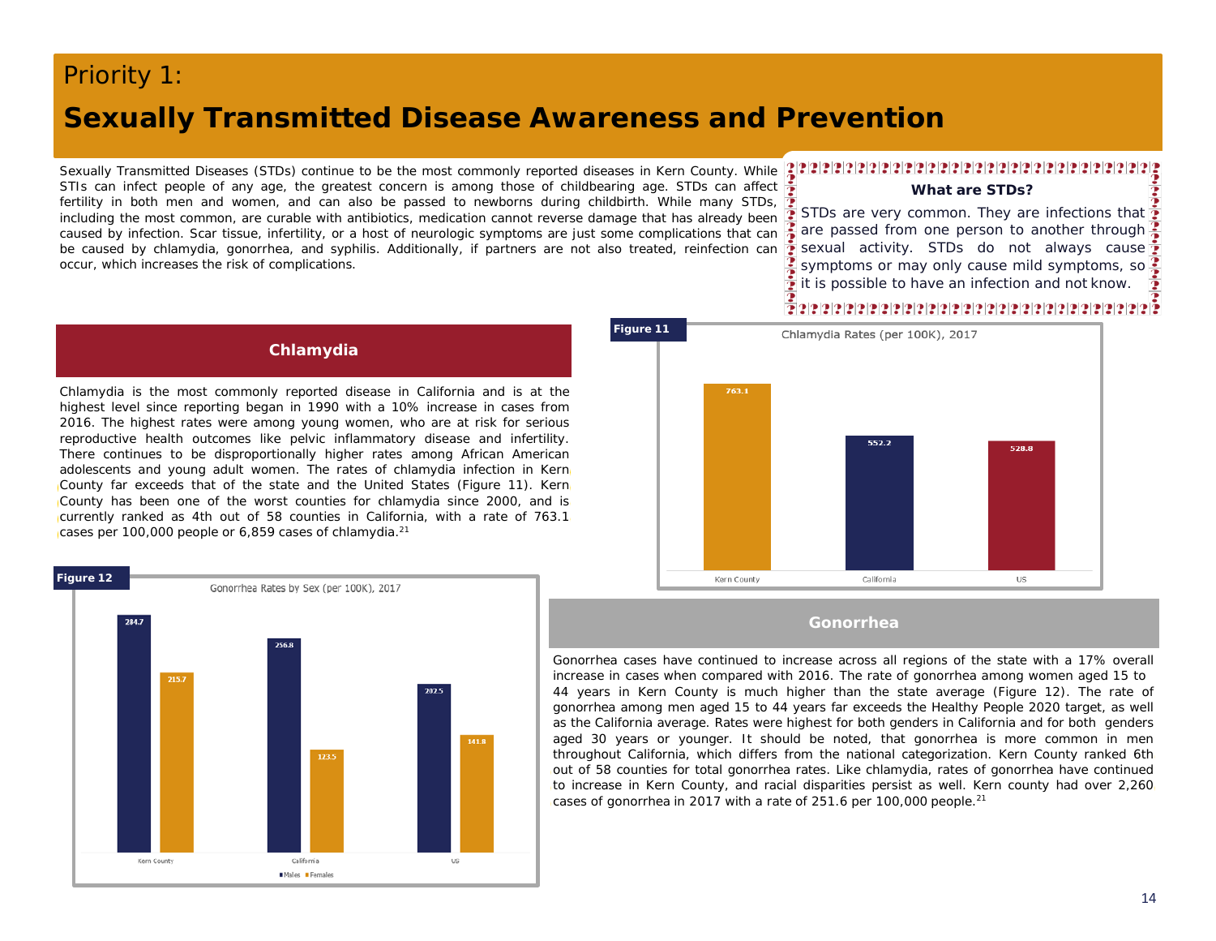# Priority 1:

# Sexually Transmitted Disease Awareness and Prevention

Sexually Transmitted Diseases (STDs) continue to be the most commonly reported diseases in Kern County. While STIs can infect people of any age, the greatest concern is among those of childbearing age. STDs can affect fertility in both men and women, and can also be passed to newborns during childbirth. While many STDs, including the most common, are curable with antibiotics, medication cannot reverse damage that has already been caused by infection. Scar tissue, infertility, or a host of neurologic symptoms are just some complications that can be caused by chlamydia, gonorrhea, and syphilis. Additionally, if partners are not also treated, reinfection can occur, which increases the risk of complications.

> **What are STDs?**
>
> STDs are very common. They are infections that are passed from one person to another through sexual activity. STDs do not always cause symptoms or may only cause mild symptoms, so it is possible to have an infection and not know.

## Chlamydia

Chlamydia is the most commonly reported disease in California and is at the highest level since reporting began in 1990 with a 10% increase in cases from 2016. The highest rates were among young women, who are at risk for serious reproductive health outcomes like pelvic inflammatory disease and infertility. There continues to be disproportionally higher rates among African American adolescents and young adult women. The rates of chlamydia infection in Kern County far exceeds that of the state and the United States (Figure 11). Kern County has been one of the worst counties for chlamydia since 2000, and is currently ranked as 4th out of 58 counties in California, with a rate of 763.1 cases per 100,000 people or 6,859 cases of chlamydia.[21]

**Figure 11**

Chlamydia Rates (per 100K), 2017

| Region | Rate |
|---|---|
| Kern County | 763.1 |
| California | 552.2 |
| US | 528.8 |

**Figure 12**

Gonorrhea Rates by Sex (per 100K), 2017

| Region | Males | Females |
|---|---|---|
| Kern County | 284.7 | 215.7 |
| California | 256.8 | 123.5 |
| US | 202.5 | 141.8 |

## Gonorrhea

Gonorrhea cases have continued to increase across all regions of the state with a 17% overall increase in cases when compared with 2016. The rate of gonorrhea among women aged 15 to 44 years in Kern County is much higher than the state average (Figure 12). The rate of gonorrhea among men aged 15 to 44 years far exceeds the Healthy People 2020 target, as well as the California average. Rates were highest for both genders in California and for both genders aged 30 years or younger. It should be noted, that gonorrhea is more common in men throughout California, which differs from the national categorization. Kern County ranked 6th out of 58 counties for total gonorrhea rates. Like chlamydia, rates of gonorrhea have continued to increase in Kern County, and racial disparities persist as well. Kern county had over 2,260 cases of gonorrhea in 2017 with a rate of 251.6 per 100,000 people.[21]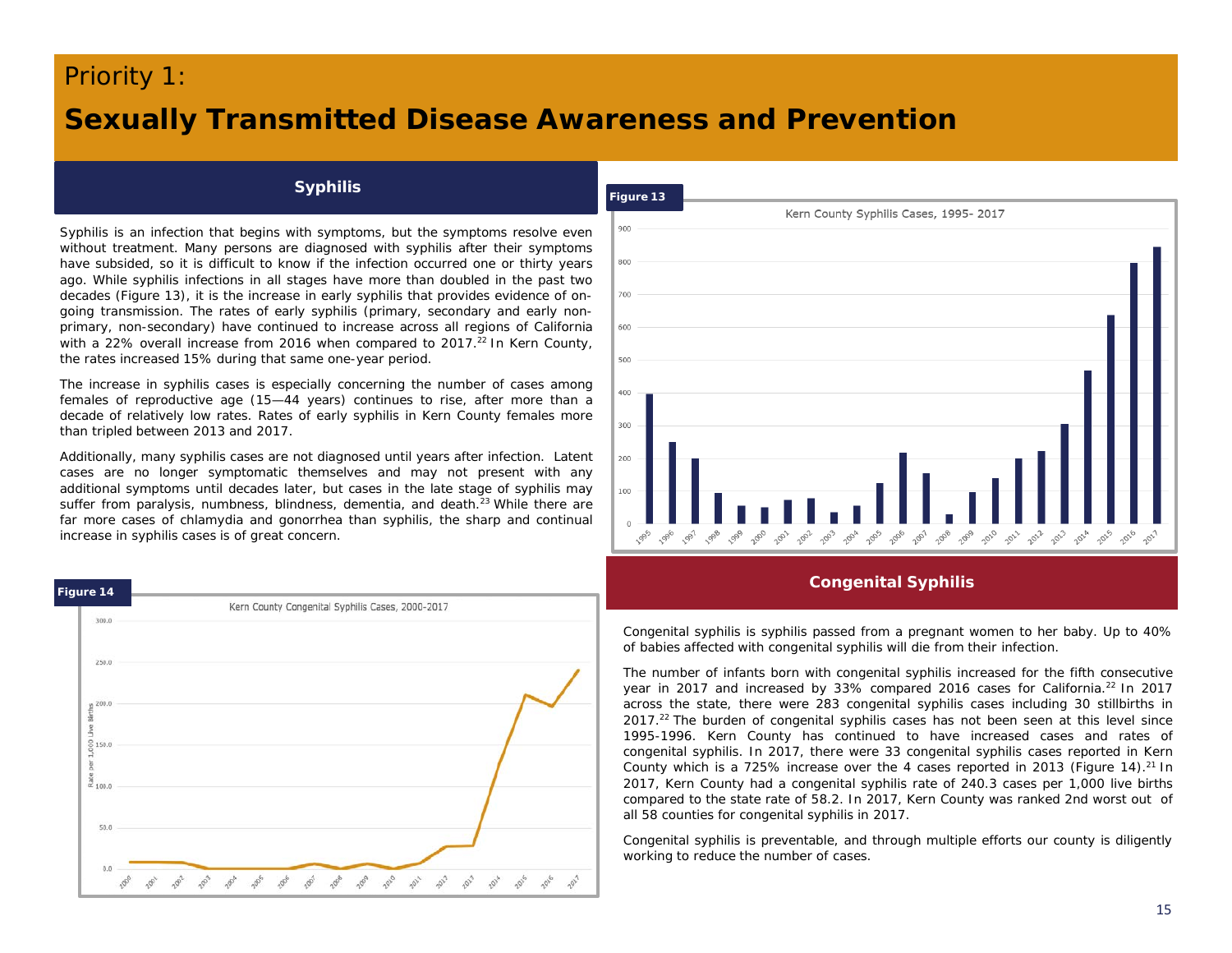# Priority 1:

# Sexually Transmitted Disease Awareness and Prevention

## Syphilis

Syphilis is an infection that begins with symptoms, but the symptoms resolve even without treatment. Many persons are diagnosed with syphilis after their symptoms have subsided, so it is difficult to know if the infection occurred one or thirty years ago. While syphilis infections in all stages have more than doubled in the past two decades (Figure 13), it is the increase in early syphilis that provides evidence of on-going transmission. The rates of early syphilis (primary, secondary and early non-primary, non-secondary) have continued to increase across all regions of California with a 22% overall increase from 2016 when compared to 2017.[22] In Kern County, the rates increased 15% during that same one-year period.

The increase in syphilis cases is especially concerning the number of cases among females of reproductive age (15—44 years) continues to rise, after more than a decade of relatively low rates. Rates of early syphilis in Kern County females more than tripled between 2013 and 2017.

Additionally, many syphilis cases are not diagnosed until years after infection. Latent cases are no longer symptomatic themselves and may not present with any additional symptoms until decades later, but cases in the late stage of syphilis may suffer from paralysis, numbness, blindness, dementia, and death.[23] While there are far more cases of chlamydia and gonorrhea than syphilis, the sharp and continual increase in syphilis cases is of great concern.

**Figure 13**

Kern County Syphilis Cases, 1995- 2017

**Figure 14**

Kern County Congenital Syphilis Cases, 2000-2017

## Congenital Syphilis

Congenital syphilis is syphilis passed from a pregnant women to her baby. Up to 40% of babies affected with congenital syphilis will die from their infection.

The number of infants born with congenital syphilis increased for the fifth consecutive year in 2017 and increased by 33% compared 2016 cases for California.[22] In 2017 across the state, there were 283 congenital syphilis cases including 30 stillbirths in 2017.[22] The burden of congenital syphilis cases has not been seen at this level since 1995-1996. Kern County has continued to have increased cases and rates of congenital syphilis. In 2017, there were 33 congenital syphilis cases reported in Kern County which is a 725% increase over the 4 cases reported in 2013 (Figure 14).[21] In 2017, Kern County had a congenital syphilis rate of 240.3 cases per 1,000 live births compared to the state rate of 58.2. In 2017, Kern County was ranked 2nd worst out of all 58 counties for congenital syphilis in 2017.

Congenital syphilis is preventable, and through multiple efforts our county is diligently working to reduce the number of cases.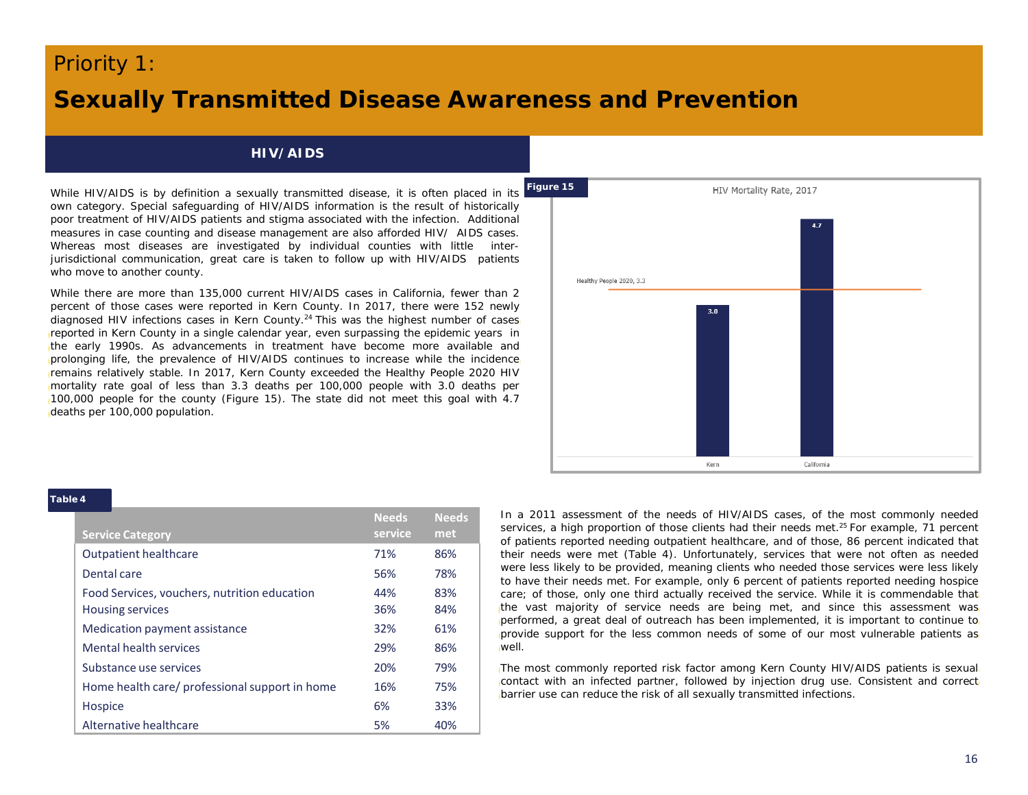# Priority 1:

# Sexually Transmitted Disease Awareness and Prevention

## HIV/AIDS

While HIV/AIDS is by definition a sexually transmitted disease, it is often placed in its own category. Special safeguarding of HIV/AIDS information is the result of historically poor treatment of HIV/AIDS patients and stigma associated with the infection. Additional measures in case counting and disease management are also afforded HIV/ AIDS cases. Whereas most diseases are investigated by individual counties with little inter-jurisdictional communication, great care is taken to follow up with HIV/AIDS patients who move to another county.

While there are more than 135,000 current HIV/AIDS cases in California, fewer than 2 percent of those cases were reported in Kern County. In 2017, there were 152 newly diagnosed HIV infections cases in Kern County.[24] This was the highest number of cases reported in Kern County in a single calendar year, even surpassing the epidemic years in the early 1990s. As advancements in treatment have become more available and prolonging life, the prevalence of HIV/AIDS continues to increase while the incidence remains relatively stable. In 2017, Kern County exceeded the Healthy People 2020 HIV mortality rate goal of less than 3.3 deaths per 100,000 people with 3.0 deaths per 100,000 people for the county (Figure 15). The state did not meet this goal with 4.7 deaths per 100,000 population.

**Figure 15**

HIV Mortality Rate, 2017

| Location | Rate |
|---|---|
| Kern | 3.0 |
| California | 4.7 |

Healthy People 2020, 3.3

**Table 4**

| Service Category | Needs service | Needs met |
|---|---|---|
| Outpatient healthcare | 71% | 86% |
| Dental care | 56% | 78% |
| Food Services, vouchers, nutrition education | 44% | 83% |
| Housing services | 36% | 84% |
| Medication payment assistance | 32% | 61% |
| Mental health services | 29% | 86% |
| Substance use services | 20% | 79% |
| Home health care/ professional support in home | 16% | 75% |
| Hospice | 6% | 33% |
| Alternative healthcare | 5% | 40% |

In a 2011 assessment of the needs of HIV/AIDS cases, of the most commonly needed services, a high proportion of those clients had their needs met.[25] For example, 71 percent of patients reported needing outpatient healthcare, and of those, 86 percent indicated that their needs were met (Table 4). Unfortunately, services that were not often as needed were less likely to be provided, meaning clients who needed those services were less likely to have their needs met. For example, only 6 percent of patients reported needing hospice care; of those, only one third actually received the service. While it is commendable that the vast majority of service needs are being met, and since this assessment was performed, a great deal of outreach has been implemented, it is important to continue to provide support for the less common needs of some of our most vulnerable patients as well.

The most commonly reported risk factor among Kern County HIV/AIDS patients is sexual contact with an infected partner, followed by injection drug use. Consistent and correct barrier use can reduce the risk of all sexually transmitted infections.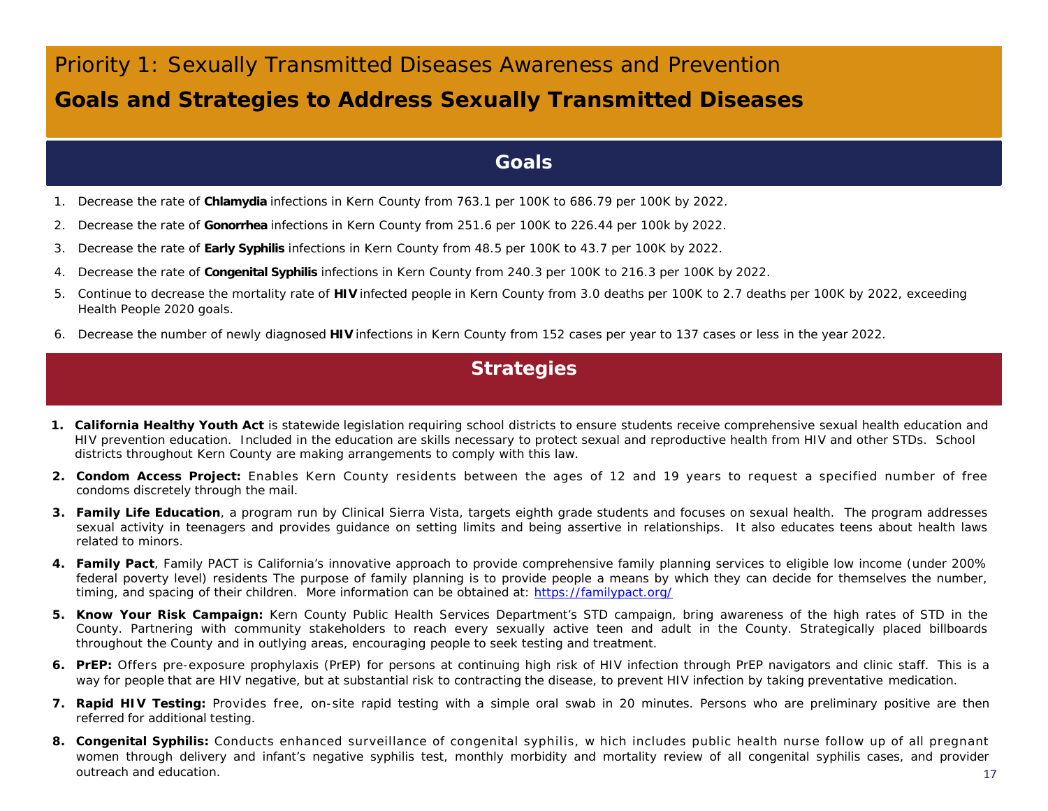# Priority 1: Sexually Transmitted Diseases Awareness and Prevention

## Goals and Strategies to Address Sexually Transmitted Diseases

### Goals

1. Decrease the rate of **Chlamydia** infections in Kern County from 763.1 per 100K to 686.79 per 100K by 2022.
2. Decrease the rate of **Gonorrhea** infections in Kern County from 251.6 per 100K to 226.44 per 100k by 2022.
3. Decrease the rate of **Early Syphilis** infections in Kern County from 48.5 per 100K to 43.7 per 100K by 2022.
4. Decrease the rate of **Congenital Syphilis** infections in Kern County from 240.3 per 100K to 216.3 per 100K by 2022.
5. Continue to decrease the mortality rate of **HIV** infected people in Kern County from 3.0 deaths per 100K to 2.7 deaths per 100K by 2022, exceeding Health People 2020 goals.
6. Decrease the number of newly diagnosed **HIV** infections in Kern County from 152 cases per year to 137 cases or less in the year 2022.

### Strategies

1. **California Healthy Youth Act** is statewide legislation requiring school districts to ensure students receive comprehensive sexual health education and HIV prevention education. Included in the education are skills necessary to protect sexual and reproductive health from HIV and other STDs. School districts throughout Kern County are making arrangements to comply with this law.
2. **Condom Access Project:** Enables Kern County residents between the ages of 12 and 19 years to request a specified number of free condoms discretely through the mail.
3. **Family Life Education**, a program run by Clinical Sierra Vista, targets eighth grade students and focuses on sexual health. The program addresses sexual activity in teenagers and provides guidance on setting limits and being assertive in relationships. It also educates teens about health laws related to minors.
4. **Family Pact**, Family PACT is California's innovative approach to provide comprehensive family planning services to eligible low income (under 200% federal poverty level) residents The purpose of family planning is to provide people a means by which they can decide for themselves the number, timing, and spacing of their children. More information can be obtained at: https://familypact.org/
5. **Know Your Risk Campaign:** Kern County Public Health Services Department's STD campaign, bring awareness of the high rates of STD in the County. Partnering with community stakeholders to reach every sexually active teen and adult in the County. Strategically placed billboards throughout the County and in outlying areas, encouraging people to seek testing and treatment.
6. **PrEP:** Offers pre-exposure prophylaxis (PrEP) for persons at continuing high risk of HIV infection through PrEP navigators and clinic staff. This is a way for people that are HIV negative, but at substantial risk to contracting the disease, to prevent HIV infection by taking preventative medication.
7. **Rapid HIV Testing:** Provides free, on-site rapid testing with a simple oral swab in 20 minutes. Persons who are preliminary positive are then referred for additional testing.
8. **Congenital Syphilis:** Conducts enhanced surveillance of congenital syphilis, w hich includes public health nurse follow up of all pregnant women through delivery and infant's negative syphilis test, monthly morbidity and mortality review of all congenital syphilis cases, and provider outreach and education.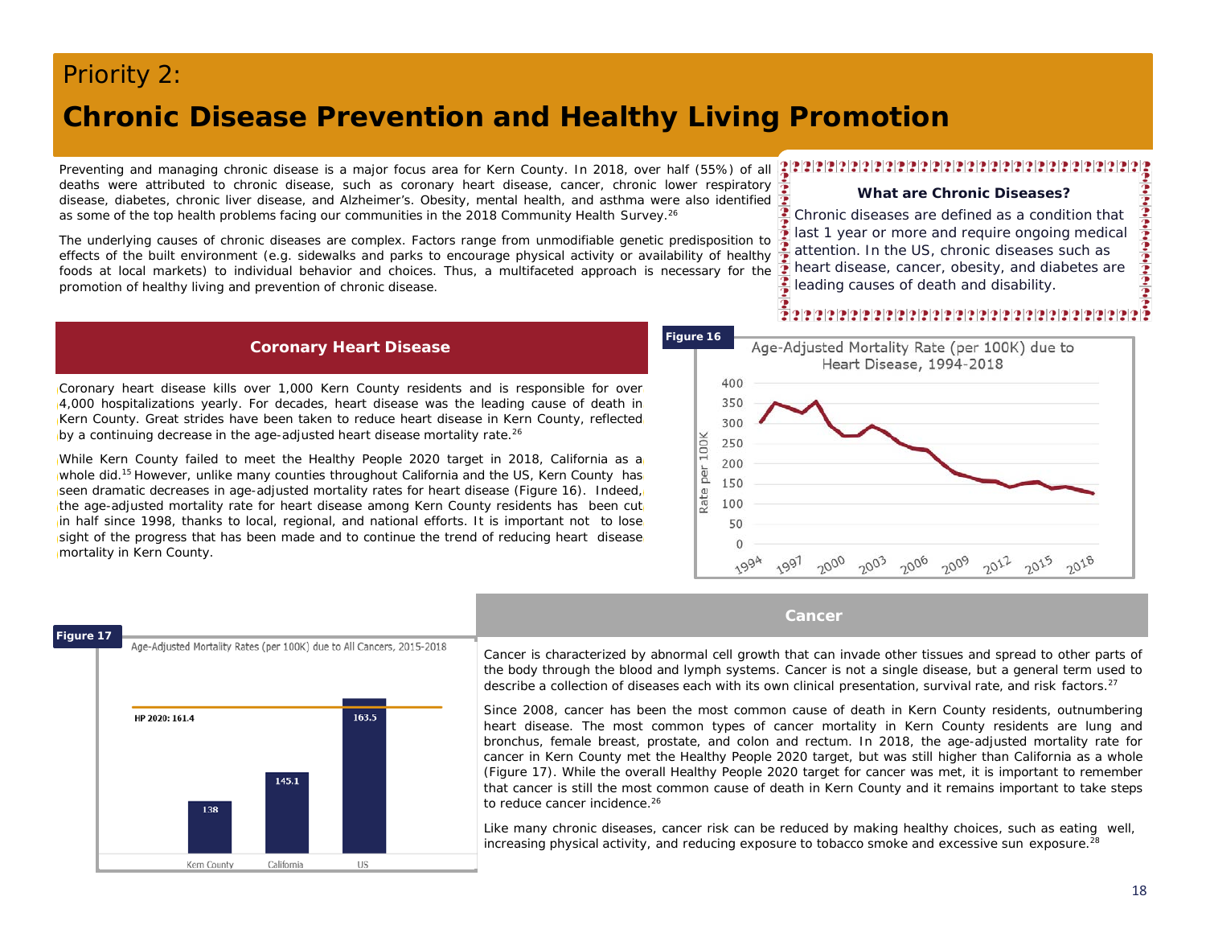# Priority 2:

# Chronic Disease Prevention and Healthy Living Promotion

Preventing and managing chronic disease is a major focus area for Kern County. In 2018, over half (55%) of all deaths were attributed to chronic disease, such as coronary heart disease, cancer, chronic lower respiratory disease, diabetes, chronic liver disease, and Alzheimer's. Obesity, mental health, and asthma were also identified as some of the top health problems facing our communities in the 2018 Community Health Survey.[26]

The underlying causes of chronic diseases are complex. Factors range from unmodifiable genetic predisposition to effects of the built environment (e.g. sidewalks and parks to encourage physical activity or availability of healthy foods at local markets) to individual behavior and choices. Thus, a multifaceted approach is necessary for the promotion of healthy living and prevention of chronic disease.

**What are Chronic Diseases?**

Chronic diseases are defined as a condition that last 1 year or more and require ongoing medical attention. In the US, chronic diseases such as heart disease, cancer, obesity, and diabetes are leading causes of death and disability.

## Coronary Heart Disease

Coronary heart disease kills over 1,000 Kern County residents and is responsible for over 4,000 hospitalizations yearly. For decades, heart disease was the leading cause of death in Kern County. Great strides have been taken to reduce heart disease in Kern County, reflected by a continuing decrease in the age-adjusted heart disease mortality rate.[26]

While Kern County failed to meet the Healthy People 2020 target in 2018, California as a whole did.[15] However, unlike many counties throughout California and the US, Kern County has seen dramatic decreases in age-adjusted mortality rates for heart disease (Figure 16). Indeed, the age-adjusted mortality rate for heart disease among Kern County residents has been cut in half since 1998, thanks to local, regional, and national efforts. It is important not to lose sight of the progress that has been made and to continue the trend of reducing heart disease mortality in Kern County.

**Figure 16**

Age-Adjusted Mortality Rate (per 100K) due to Heart Disease, 1994-2018

## Cancer

Cancer is characterized by abnormal cell growth that can invade other tissues and spread to other parts of the body through the blood and lymph systems. Cancer is not a single disease, but a general term used to describe a collection of diseases each with its own clinical presentation, survival rate, and risk factors.[27]

Since 2008, cancer has been the most common cause of death in Kern County residents, outnumbering heart disease. The most common types of cancer mortality in Kern County residents are lung and bronchus, female breast, prostate, and colon and rectum. In 2018, the age-adjusted mortality rate for cancer in Kern County met the Healthy People 2020 target, but was still higher than California as a whole (Figure 17). While the overall Healthy People 2020 target for cancer was met, it is important to remember that cancer is still the most common cause of death in Kern County and it remains important to take steps to reduce cancer incidence.[26]

Like many chronic diseases, cancer risk can be reduced by making healthy choices, such as eating well, increasing physical activity, and reducing exposure to tobacco smoke and excessive sun exposure.[28]

**Figure 17**

Age-Adjusted Mortality Rates (per 100K) due to All Cancers, 2015-2018

| | Kern County | California | US |
|---|---|---|---|
| Rate | 138 | 145.1 | 163.5 |

HP 2020: 161.4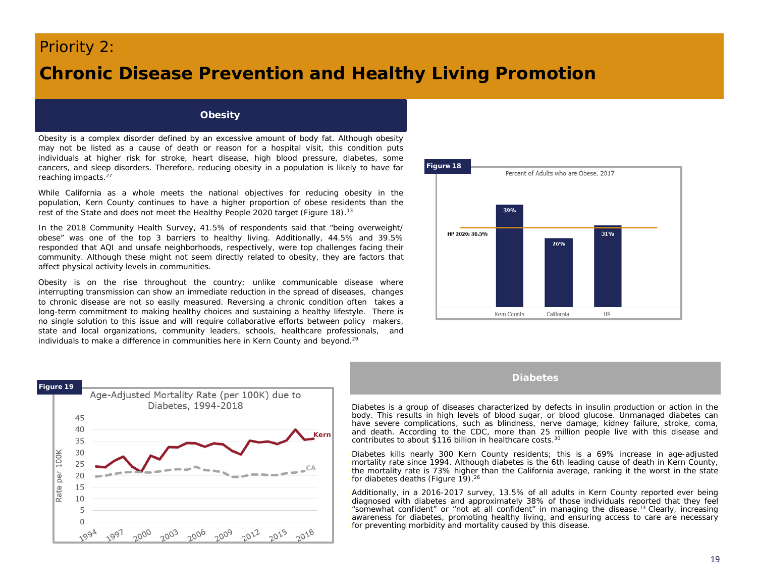# Priority 2:

# Chronic Disease Prevention and Healthy Living Promotion

## Obesity

Obesity is a complex disorder defined by an excessive amount of body fat. Although obesity may not be listed as a cause of death or reason for a hospital visit, this condition puts individuals at higher risk for stroke, heart disease, high blood pressure, diabetes, some cancers, and sleep disorders. Therefore, reducing obesity in a population is likely to have far reaching impacts.[27]

While California as a whole meets the national objectives for reducing obesity in the population, Kern County continues to have a higher proportion of obese residents than the rest of the State and does not meet the Healthy People 2020 target (Figure 18).[13]

In the 2018 Community Health Survey, 41.5% of respondents said that “being overweight/obese” was one of the top 3 barriers to healthy living. Additionally, 44.5% and 39.5% responded that AQI and unsafe neighborhoods, respectively, were top challenges facing their community. Although these might not seem directly related to obesity, they are factors that affect physical activity levels in communities.

Obesity is on the rise throughout the country; unlike communicable disease where interrupting transmission can show an immediate reduction in the spread of diseases, changes to chronic disease are not so easily measured. Reversing a chronic condition often takes a long-term commitment to making healthy choices and sustaining a healthy lifestyle. There is no single solution to this issue and will require collaborative efforts between policy makers, state and local organizations, community leaders, schools, healthcare professionals, and individuals to make a difference in communities here in Kern County and beyond.[29]

**Figure 18**

Percent of Adults who are Obese, 2017

| | Kern County | California | US |
|---|---|---|---|
| Percent | 39% | 26% | 31% |

HP 2020: 30.5%

**Figure 19**

Age-Adjusted Mortality Rate (per 100K) due to Diabetes, 1994-2018

## Diabetes

Diabetes is a group of diseases characterized by defects in insulin production or action in the body. This results in high levels of blood sugar, or blood glucose. Unmanaged diabetes can have severe complications, such as blindness, nerve damage, kidney failure, stroke, coma, and death. According to the CDC, more than 25 million people live with this disease and contributes to about $116 billion in healthcare costs.[30]

Diabetes kills nearly 300 Kern County residents; this is a 69% increase in age-adjusted mortality rate since 1994. Although diabetes is the 6th leading cause of death in Kern County, the mortality rate is 73% higher than the California average, ranking it the worst in the state for diabetes deaths (Figure 19).[26]

Additionally, in a 2016-2017 survey, 13.5% of all adults in Kern County reported ever being diagnosed with diabetes and approximately 38% of those individuals reported that they feel “somewhat confident” or “not at all confident” in managing the disease.[13] Clearly, increasing awareness for diabetes, promoting healthy living, and ensuring access to care are necessary for preventing morbidity and mortality caused by this disease.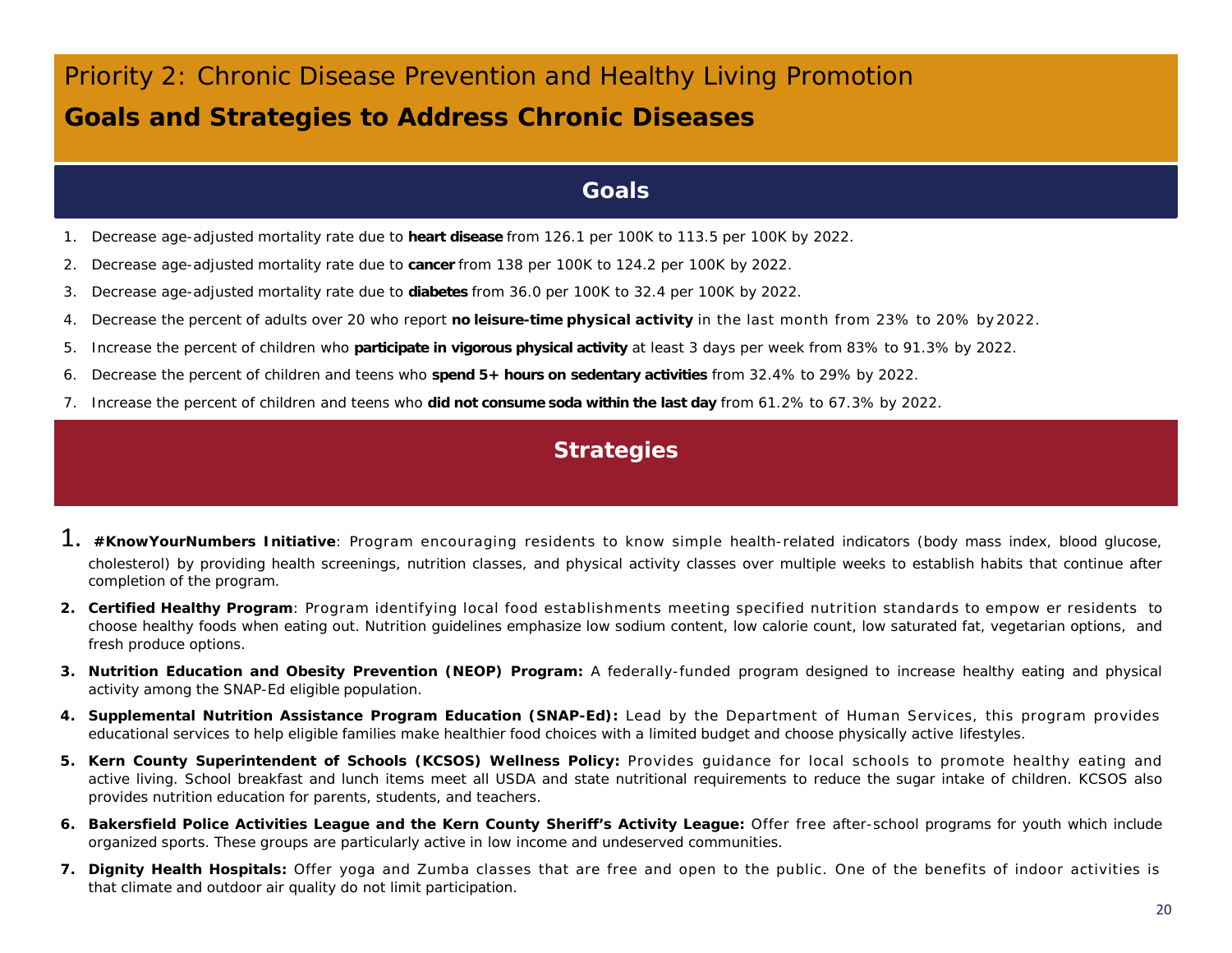# Priority 2: Chronic Disease Prevention and Healthy Living Promotion

## Goals and Strategies to Address Chronic Diseases

### Goals

1. Decrease age-adjusted mortality rate due to **heart disease** from 126.1 per 100K to 113.5 per 100K by 2022.
2. Decrease age-adjusted mortality rate due to **cancer** from 138 per 100K to 124.2 per 100K by 2022.
3. Decrease age-adjusted mortality rate due to **diabetes** from 36.0 per 100K to 32.4 per 100K by 2022.
4. Decrease the percent of adults over 20 who report **no leisure-time physical activity** in the last month from 23% to 20% by 2022.
5. Increase the percent of children who **participate in vigorous physical activity** at least 3 days per week from 83% to 91.3% by 2022.
6. Decrease the percent of children and teens who **spend 5+ hours on sedentary activities** from 32.4% to 29% by 2022.
7. Increase the percent of children and teens who **did not consume soda within the last day** from 61.2% to 67.3% by 2022.

### Strategies

1. **#KnowYourNumbers Initiative**: Program encouraging residents to know simple health-related indicators (body mass index, blood glucose, cholesterol) by providing health screenings, nutrition classes, and physical activity classes over multiple weeks to establish habits that continue after completion of the program.
2. **Certified Healthy Program**: Program identifying local food establishments meeting specified nutrition standards to empower residents to choose healthy foods when eating out. Nutrition guidelines emphasize low sodium content, low calorie count, low saturated fat, vegetarian options, and fresh produce options.
3. **Nutrition Education and Obesity Prevention (NEOP) Program:** A federally-funded program designed to increase healthy eating and physical activity among the SNAP-Ed eligible population.
4. **Supplemental Nutrition Assistance Program Education (SNAP-Ed):** Lead by the Department of Human Services, this program provides educational services to help eligible families make healthier food choices with a limited budget and choose physically active lifestyles.
5. **Kern County Superintendent of Schools (KCSOS) Wellness Policy:** Provides guidance for local schools to promote healthy eating and active living. School breakfast and lunch items meet all USDA and state nutritional requirements to reduce the sugar intake of children. KCSOS also provides nutrition education for parents, students, and teachers.
6. **Bakersfield Police Activities League and the Kern County Sheriff's Activity League:** Offer free after-school programs for youth which include organized sports. These groups are particularly active in low income and undeserved communities.
7. **Dignity Health Hospitals:** Offer yoga and Zumba classes that are free and open to the public. One of the benefits of indoor activities is that climate and outdoor air quality do not limit participation.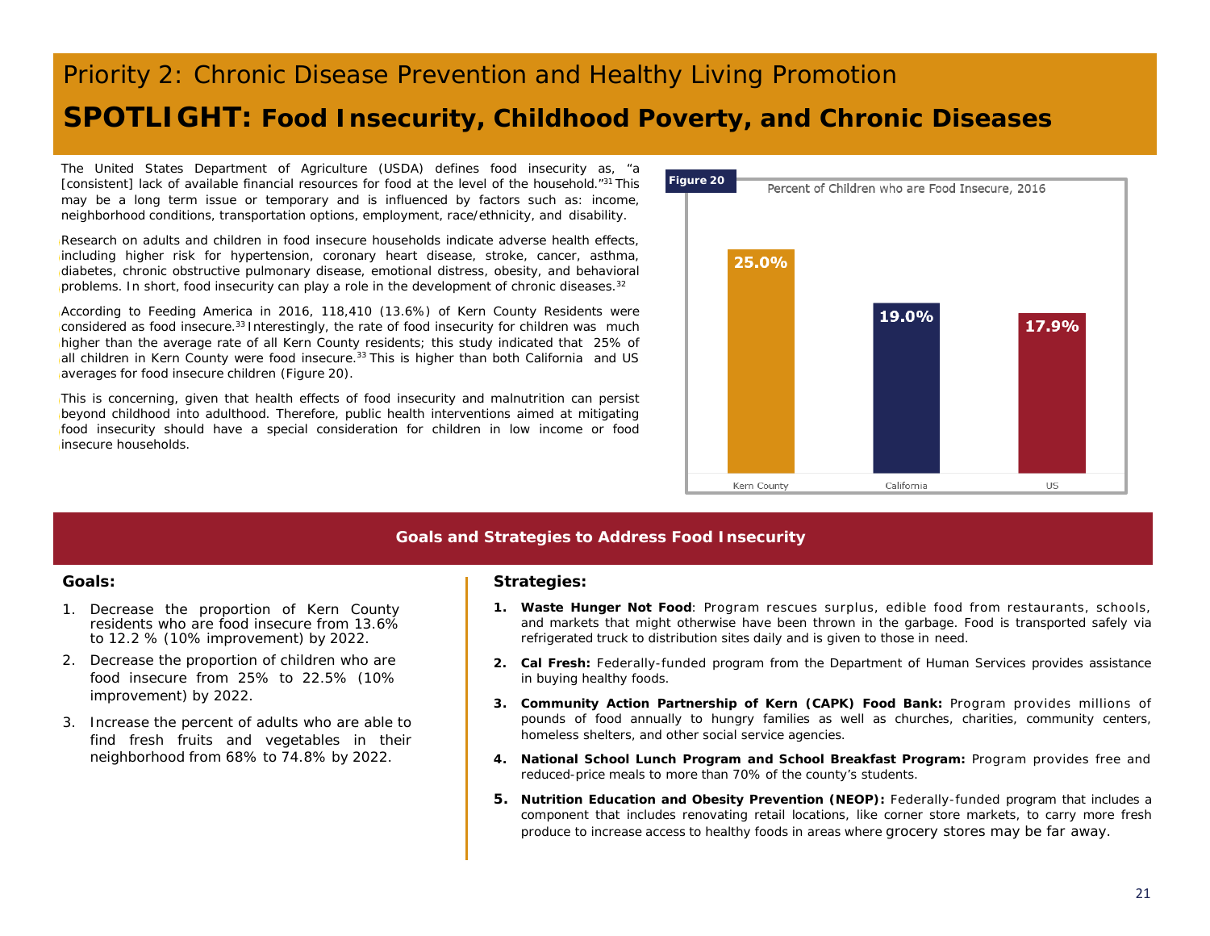# Priority 2: Chronic Disease Prevention and Healthy Living Promotion

## SPOTLIGHT: Food Insecurity, Childhood Poverty, and Chronic Diseases

The United States Department of Agriculture (USDA) defines food insecurity as, "a [consistent] lack of available financial resources for food at the level of the household."[31] This may be a long term issue or temporary and is influenced by factors such as: income, neighborhood conditions, transportation options, employment, race/ethnicity, and disability.

Research on adults and children in food insecure households indicate adverse health effects, including higher risk for hypertension, coronary heart disease, stroke, cancer, asthma, diabetes, chronic obstructive pulmonary disease, emotional distress, obesity, and behavioral problems. In short, food insecurity can play a role in the development of chronic diseases.[32]

According to Feeding America in 2016, 118,410 (13.6%) of Kern County Residents were considered as food insecure.[33] Interestingly, the rate of food insecurity for children was much higher than the average rate of all Kern County residents; this study indicated that 25% of all children in Kern County were food insecure.[33] This is higher than both California and US averages for food insecure children (Figure 20).

This is concerning, given that health effects of food insecurity and malnutrition can persist beyond childhood into adulthood. Therefore, public health interventions aimed at mitigating food insecurity should have a special consideration for children in low income or food insecure households.

**Figure 20**

Percent of Children who are Food Insecure, 2016

| Location | Percent |
|---|---|
| Kern County | 25.0% |
| California | 19.0% |
| US | 17.9% |

### Goals and Strategies to Address Food Insecurity

**Goals:**

1. Decrease the proportion of Kern County residents who are food insecure from 13.6% to 12.2 % (10% improvement) by 2022.
2. Decrease the proportion of children who are food insecure from 25% to 22.5% (10% improvement) by 2022.
3. Increase the percent of adults who are able to find fresh fruits and vegetables in their neighborhood from 68% to 74.8% by 2022.

**Strategies:**

1. **Waste Hunger Not Food**: Program rescues surplus, edible food from restaurants, schools, and markets that might otherwise have been thrown in the garbage. Food is transported safely via refrigerated truck to distribution sites daily and is given to those in need.
2. **Cal Fresh:** Federally-funded program from the Department of Human Services provides assistance in buying healthy foods.
3. **Community Action Partnership of Kern (CAPK) Food Bank:** Program provides millions of pounds of food annually to hungry families as well as churches, charities, community centers, homeless shelters, and other social service agencies.
4. **National School Lunch Program and School Breakfast Program:** Program provides free and reduced-price meals to more than 70% of the county's students.
5. **Nutrition Education and Obesity Prevention (NEOP):** Federally-funded program that includes a component that includes renovating retail locations, like corner store markets, to carry more fresh produce to increase access to healthy foods in areas where grocery stores may be far away.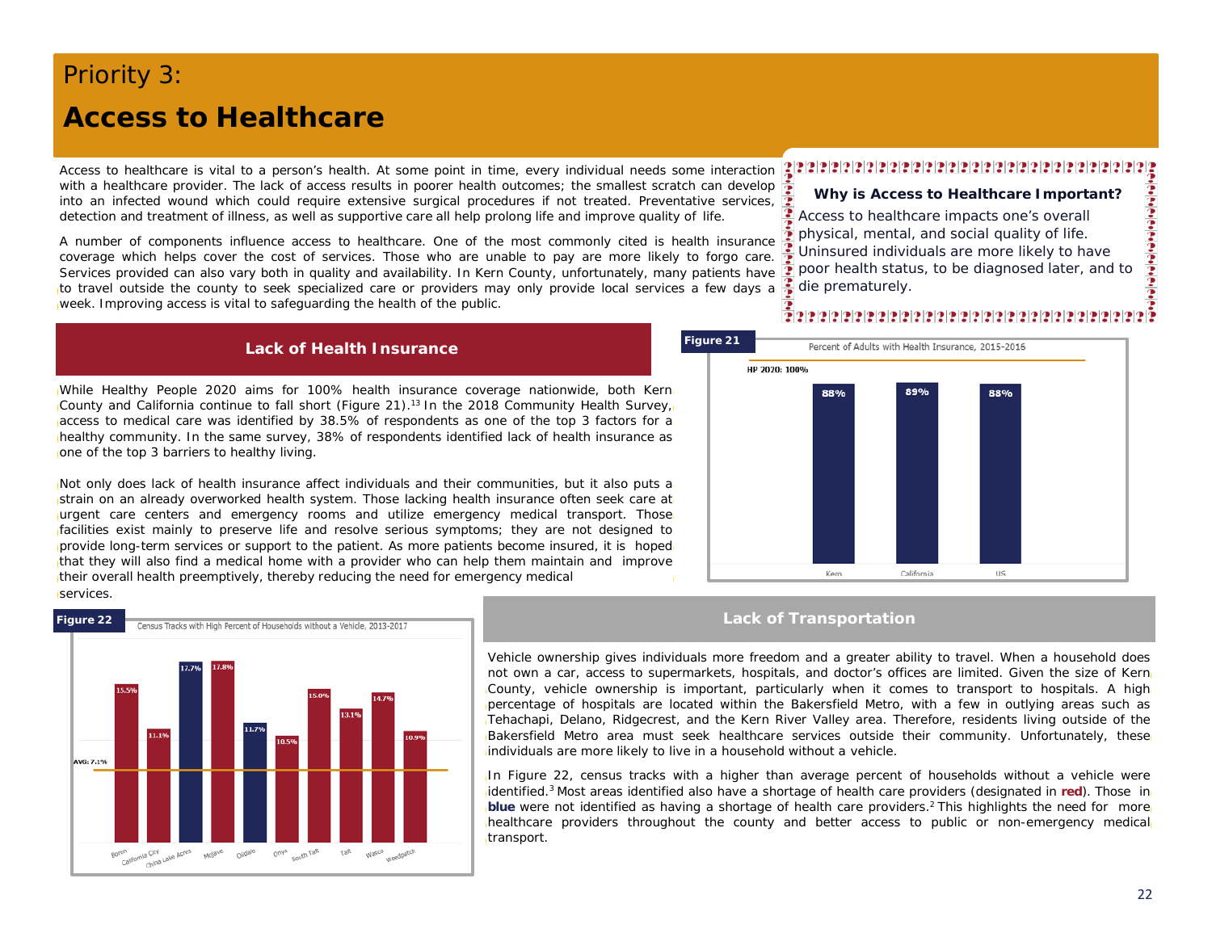# Priority 3:

# Access to Healthcare

Access to healthcare is vital to a person's health. At some point in time, every individual needs some interaction with a healthcare provider. The lack of access results in poorer health outcomes; the smallest scratch can develop into an infected wound which could require extensive surgical procedures if not treated. Preventative services, detection and treatment of illness, as well as supportive care all help prolong life and improve quality of life.

A number of components influence access to healthcare. One of the most commonly cited is health insurance coverage which helps cover the cost of services. Those who are unable to pay are more likely to forgo care. Services provided can also vary both in quality and availability. In Kern County, unfortunately, many patients have to travel outside the county to seek specialized care or providers may only provide local services a few days a week. Improving access is vital to safeguarding the health of the public.

**Why is Access to Healthcare Important?**

Access to healthcare impacts one's overall physical, mental, and social quality of life. Uninsured individuals are more likely to have poor health status, to be diagnosed later, and to die prematurely.

## Lack of Health Insurance

While Healthy People 2020 aims for 100% health insurance coverage nationwide, both Kern County and California continue to fall short (Figure 21).[13] In the 2018 Community Health Survey, access to medical care was identified by 38.5% of respondents as one of the top 3 factors for a healthy community. In the same survey, 38% of respondents identified lack of health insurance as one of the top 3 barriers to healthy living.

Not only does lack of health insurance affect individuals and their communities, but it also puts a strain on an already overworked health system. Those lacking health insurance often seek care at urgent care centers and emergency rooms and utilize emergency medical transport. Those facilities exist mainly to preserve life and resolve serious symptoms; they are not designed to provide long-term services or support to the patient. As more patients become insured, it is hoped that they will also find a medical home with a provider who can help them maintain and improve their overall health preemptively, thereby reducing the need for emergency medical services.

**Figure 21**

Percent of Adults with Health Insurance, 2015-2016

HP 2020: 100%

| Kern | California | US |
|---|---|---|
| 88% | 89% | 88% |

## Lack of Transportation

Vehicle ownership gives individuals more freedom and a greater ability to travel. When a household does not own a car, access to supermarkets, hospitals, and doctor's offices are limited. Given the size of Kern County, vehicle ownership is important, particularly when it comes to transport to hospitals. A high percentage of hospitals are located within the Bakersfield Metro, with a few in outlying areas such as Tehachapi, Delano, Ridgecrest, and the Kern River Valley area. Therefore, residents living outside of the Bakersfield Metro area must seek healthcare services outside their community. Unfortunately, these individuals are more likely to live in a household without a vehicle.

In Figure 22, census tracks with a higher than average percent of households without a vehicle were identified.[3] Most areas identified also have a shortage of health care providers (designated in **red**). Those in **blue** were not identified as having a shortage of health care providers.[2] This highlights the need for more healthcare providers throughout the county and better access to public or non-emergency medical transport.

**Figure 22**

Census Tracks with High Percent of Households without a Vehicle, 2013-2017

AVG: 7.1%

| Boron | California City | China Lake Acres | Mojave | Oildale | Onyx | South Taft | Taft | Wasco | Weedpatch |
|---|---|---|---|---|---|---|---|---|---|
| 15.5% | 11.1% | 17.7% | 17.8% | 11.7% | 10.5% | 15.0% | 13.1% | 14.7% | 10.9% |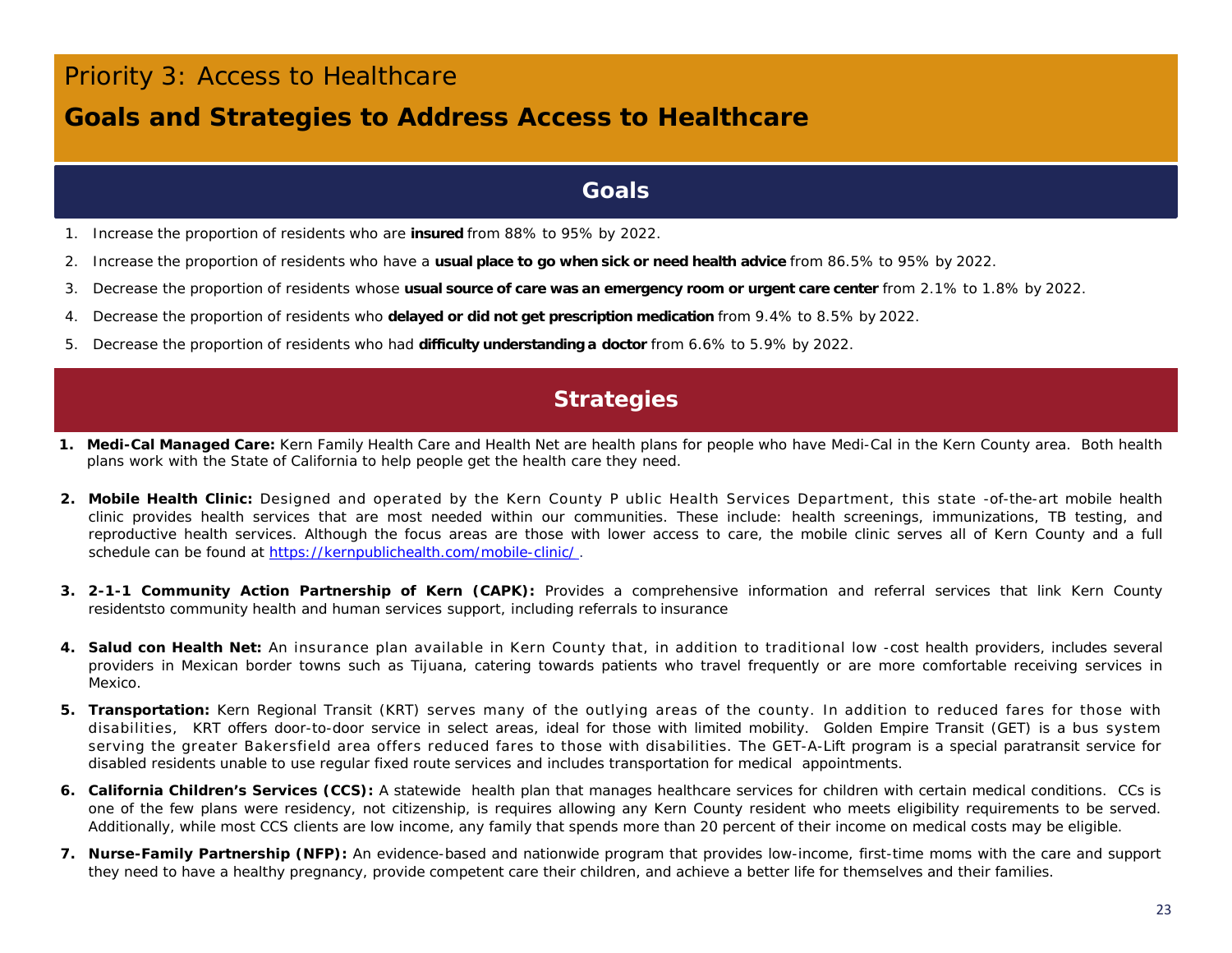# Priority 3: Access to Healthcare

## Goals and Strategies to Address Access to Healthcare

### Goals

1. Increase the proportion of residents who are **insured** from 88% to 95% by 2022.
2. Increase the proportion of residents who have a **usual place to go when sick or need health advice** from 86.5% to 95% by 2022.
3. Decrease the proportion of residents whose **usual source of care was an emergency room or urgent care center** from 2.1% to 1.8% by 2022.
4. Decrease the proportion of residents who **delayed or did not get prescription medication** from 9.4% to 8.5% by 2022.
5. Decrease the proportion of residents who had **difficulty understanding a doctor** from 6.6% to 5.9% by 2022.

### Strategies

1. **Medi-Cal Managed Care:** Kern Family Health Care and Health Net are health plans for people who have Medi-Cal in the Kern County area. Both health plans work with the State of California to help people get the health care they need.
2. **Mobile Health Clinic:** Designed and operated by the Kern County P ublic Health Services Department, this state -of-the-art mobile health clinic provides health services that are most needed within our communities. These include: health screenings, immunizations, TB testing, and reproductive health services. Although the focus areas are those with lower access to care, the mobile clinic serves all of Kern County and a full schedule can be found at https://kernpublichealth.com/mobile-clinic/ .
3. **2-1-1 Community Action Partnership of Kern (CAPK):** Provides a comprehensive information and referral services that link Kern County residentsto community health and human services support, including referrals to insurance
4. **Salud con Health Net:** An insurance plan available in Kern County that, in addition to traditional low -cost health providers, includes several providers in Mexican border towns such as Tijuana, catering towards patients who travel frequently or are more comfortable receiving services in Mexico.
5. **Transportation:** Kern Regional Transit (KRT) serves many of the outlying areas of the county. In addition to reduced fares for those with disabilities, KRT offers door-to-door service in select areas, ideal for those with limited mobility. Golden Empire Transit (GET) is a bus system serving the greater Bakersfield area offers reduced fares to those with disabilities. The GET-A-Lift program is a special paratransit service for disabled residents unable to use regular fixed route services and includes transportation for medical appointments.
6. **California Children's Services (CCS):** A statewide health plan that manages healthcare services for children with certain medical conditions. CCs is one of the few plans were residency, not citizenship, is requires allowing any Kern County resident who meets eligibility requirements to be served. Additionally, while most CCS clients are low income, any family that spends more than 20 percent of their income on medical costs may be eligible.
7. **Nurse-Family Partnership (NFP):** An evidence-based and nationwide program that provides low-income, first-time moms with the care and support they need to have a healthy pregnancy, provide competent care their children, and achieve a better life for themselves and their families.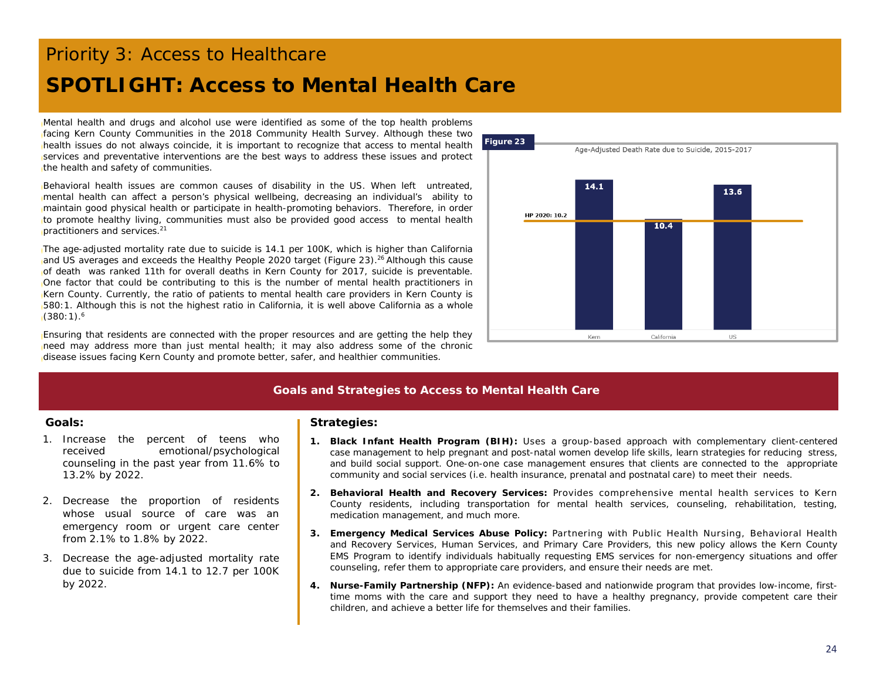Priority 3: Access to Healthcare

# SPOTLIGHT: Access to Mental Health Care

Mental health and drugs and alcohol use were identified as some of the top health problems facing Kern County Communities in the 2018 Community Health Survey. Although these two health issues do not always coincide, it is important to recognize that access to mental health services and preventative interventions are the best ways to address these issues and protect the health and safety of communities.

Behavioral health issues are common causes of disability in the US. When left untreated, mental health can affect a person's physical wellbeing, decreasing an individual's ability to maintain good physical health or participate in health-promoting behaviors. Therefore, in order to promote healthy living, communities must also be provided good access to mental health practitioners and services.[21]

The age-adjusted mortality rate due to suicide is 14.1 per 100K, which is higher than California and US averages and exceeds the Healthy People 2020 target (Figure 23).[26] Although this cause of death was ranked 11th for overall deaths in Kern County for 2017, suicide is preventable. One factor that could be contributing to this is the number of mental health practitioners in Kern County. Currently, the ratio of patients to mental health care providers in Kern County is 580:1. Although this is not the highest ratio in California, it is well above California as a whole (380:1).[6]

Ensuring that residents are connected with the proper resources and are getting the help they need may address more than just mental health; it may also address some of the chronic disease issues facing Kern County and promote better, safer, and healthier communities.

**Figure 23**

Age-Adjusted Death Rate due to Suicide, 2015-2017

| | Kern | California | US |
|---|---|---|---|
| Rate | 14.1 | 10.4 | 13.6 |

HP 2020: 10.2

## Goals and Strategies to Access to Mental Health Care

### Goals:

1. Increase the percent of teens who received emotional/psychological counseling in the past year from 11.6% to 13.2% by 2022.
2. Decrease the proportion of residents whose usual source of care was an emergency room or urgent care center from 2.1% to 1.8% by 2022.
3. Decrease the age-adjusted mortality rate due to suicide from 14.1 to 12.7 per 100K by 2022.

### Strategies:

1. **Black Infant Health Program (BIH):** Uses a group-based approach with complementary client-centered case management to help pregnant and post-natal women develop life skills, learn strategies for reducing stress, and build social support. One-on-one case management ensures that clients are connected to the appropriate community and social services (i.e. health insurance, prenatal and postnatal care) to meet their needs.
2. **Behavioral Health and Recovery Services:** Provides comprehensive mental health services to Kern County residents, including transportation for mental health services, counseling, rehabilitation, testing, medication management, and much more.
3. **Emergency Medical Services Abuse Policy:** Partnering with Public Health Nursing, Behavioral Health and Recovery Services, Human Services, and Primary Care Providers, this new policy allows the Kern County EMS Program to identify individuals habitually requesting EMS services for non-emergency situations and offer counseling, refer them to appropriate care providers, and ensure their needs are met.
4. **Nurse-Family Partnership (NFP):** An evidence-based and nationwide program that provides low-income, first-time moms with the care and support they need to have a healthy pregnancy, provide competent care their children, and achieve a better life for themselves and their families.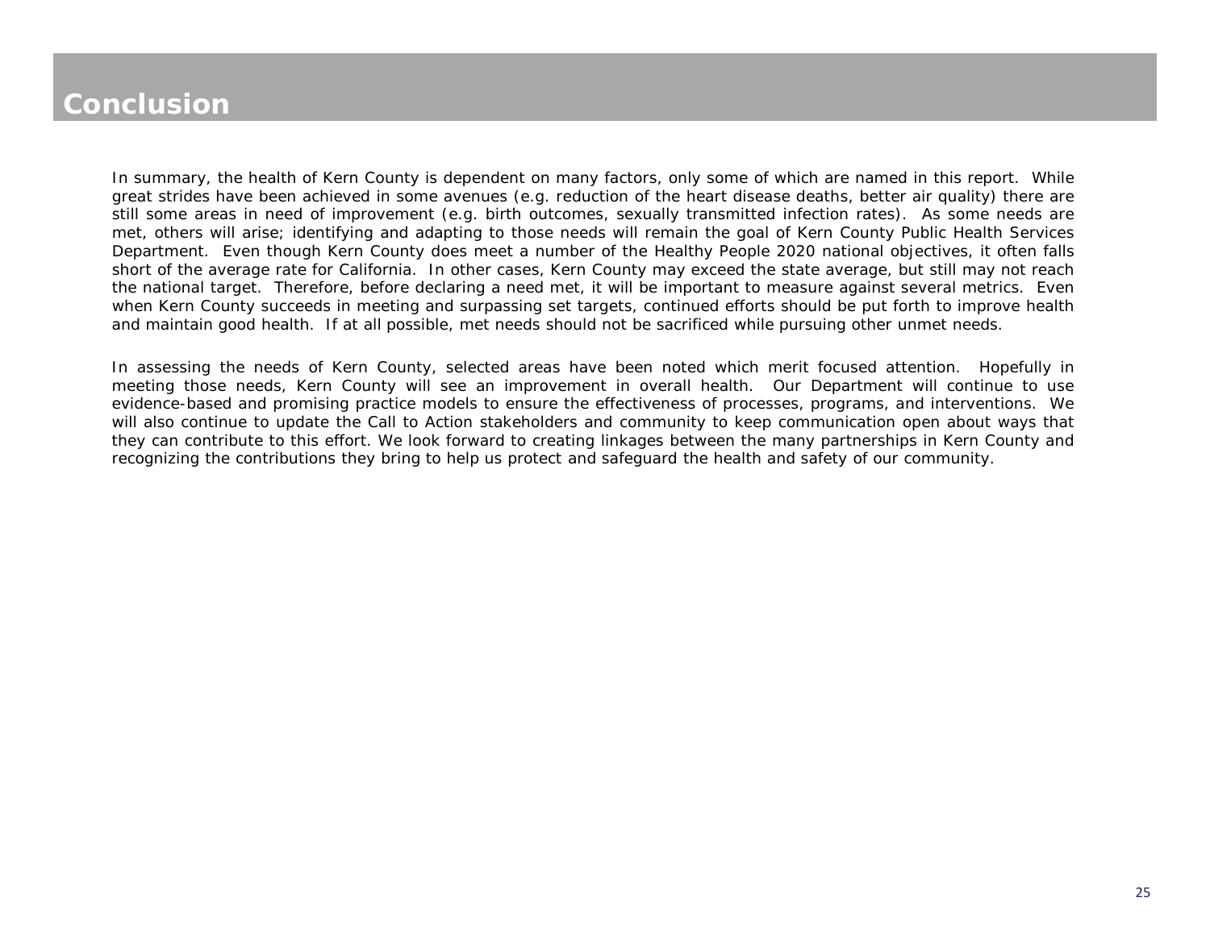# Conclusion

In summary, the health of Kern County is dependent on many factors, only some of which are named in this report. While great strides have been achieved in some avenues (e.g. reduction of the heart disease deaths, better air quality) there are still some areas in need of improvement (e.g. birth outcomes, sexually transmitted infection rates). As some needs are met, others will arise; identifying and adapting to those needs will remain the goal of Kern County Public Health Services Department. Even though Kern County does meet a number of the Healthy People 2020 national objectives, it often falls short of the average rate for California. In other cases, Kern County may exceed the state average, but still may not reach the national target. Therefore, before declaring a need met, it will be important to measure against several metrics. Even when Kern County succeeds in meeting and surpassing set targets, continued efforts should be put forth to improve health and maintain good health. If at all possible, met needs should not be sacrificed while pursuing other unmet needs.

In assessing the needs of Kern County, selected areas have been noted which merit focused attention. Hopefully in meeting those needs, Kern County will see an improvement in overall health. Our Department will continue to use evidence-based and promising practice models to ensure the effectiveness of processes, programs, and interventions. We will also continue to update the Call to Action stakeholders and community to keep communication open about ways that they can contribute to this effort. We look forward to creating linkages between the many partnerships in Kern County and recognizing the contributions they bring to help us protect and safeguard the health and safety of our community.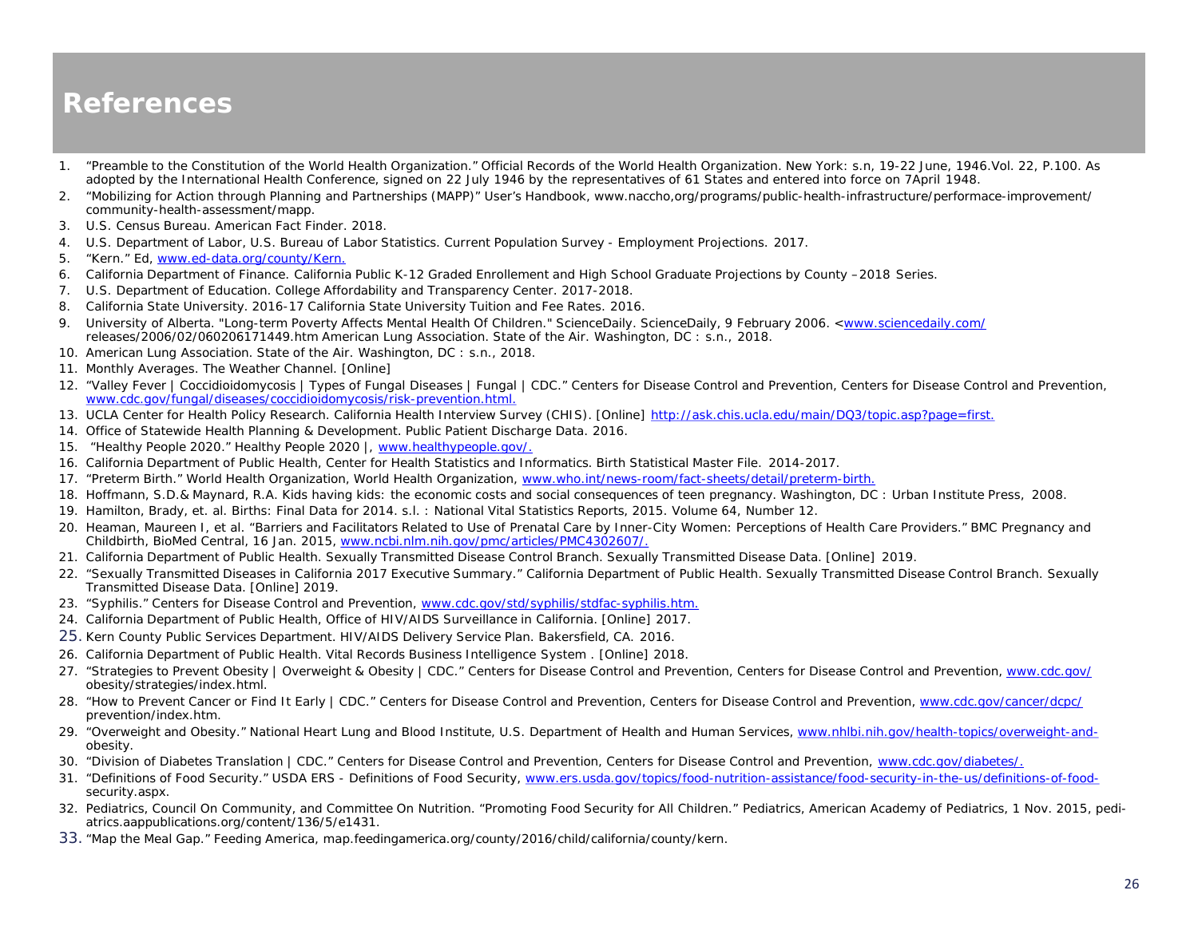# References

1. "Preamble to the Constitution of the World Health Organization." Official Records of the World Health Organization. New York: s.n, 19-22 June, 1946.Vol. 22, P.100. As adopted by the International Health Conference, signed on 22 July 1946 by the representatives of 61 States and entered into force on 7April 1948.
2. "Mobilizing for Action through Planning and Partnerships (MAPP)" User's Handbook, www.naccho,org/programs/public-health-infrastructure/performace-improvement/ community-health-assessment/mapp.
3. U.S. Census Bureau. American Fact Finder. 2018.
4. U.S. Department of Labor, U.S. Bureau of Labor Statistics. Current Population Survey - Employment Projections. 2017.
5. "Kern." Ed, www.ed-data.org/county/Kern.
6. California Department of Finance. California Public K-12 Graded Enrollement and High School Graduate Projections by County –2018 Series.
7. U.S. Department of Education. College Affordability and Transparency Center. 2017-2018.
8. California State University. 2016-17 California State University Tuition and Fee Rates. 2016.
9. University of Alberta. "Long-term Poverty Affects Mental Health Of Children." ScienceDaily. ScienceDaily, 9 February 2006. <www.sciencedaily.com/ releases/2006/02/060206171449.htm American Lung Association. State of the Air. Washington, DC : s.n., 2018.
10. American Lung Association. State of the Air. Washington, DC : s.n., 2018.
11. Monthly Averages. The Weather Channel. [Online]
12. "Valley Fever | Coccidioidomycosis | Types of Fungal Diseases | Fungal | CDC." Centers for Disease Control and Prevention, Centers for Disease Control and Prevention, www.cdc.gov/fungal/diseases/coccidioidomycosis/risk-prevention.html.
13. UCLA Center for Health Policy Research. California Health Interview Survey (CHIS). [Online] http://ask.chis.ucla.edu/main/DQ3/topic.asp?page=first.
14. Office of Statewide Health Planning & Development. Public Patient Discharge Data. 2016.
15. "Healthy People 2020." Healthy People 2020 |, www.healthypeople.gov/.
16. California Department of Public Health, Center for Health Statistics and Informatics. Birth Statistical Master File. 2014-2017.
17. "Preterm Birth." World Health Organization, World Health Organization, www.who.int/news-room/fact-sheets/detail/preterm-birth.
18. Hoffmann, S.D.& Maynard, R.A. Kids having kids: the economic costs and social consequences of teen pregnancy. Washington, DC : Urban Institute Press, 2008.
19. Hamilton, Brady, et. al. Births: Final Data for 2014. s.l. : National Vital Statistics Reports, 2015. Volume 64, Number 12.
20. Heaman, Maureen I, et al. "Barriers and Facilitators Related to Use of Prenatal Care by Inner-City Women: Perceptions of Health Care Providers." BMC Pregnancy and Childbirth, BioMed Central, 16 Jan. 2015, www.ncbi.nlm.nih.gov/pmc/articles/PMC4302607/.
21. California Department of Public Health. Sexually Transmitted Disease Control Branch. Sexually Transmitted Disease Data. [Online] 2019.
22. "Sexually Transmitted Diseases in California 2017 Executive Summary." California Department of Public Health. Sexually Transmitted Disease Control Branch. Sexually Transmitted Disease Data. [Online] 2019.
23. "Syphilis." Centers for Disease Control and Prevention, www.cdc.gov/std/syphilis/stdfac-syphilis.htm.
24. California Department of Public Health, Office of HIV/AIDS Surveillance in California. [Online] 2017.
25. Kern County Public Services Department. HIV/AIDS Delivery Service Plan. Bakersfield, CA. 2016.
26. California Department of Public Health. Vital Records Business Intelligence System . [Online] 2018.
27. "Strategies to Prevent Obesity | Overweight & Obesity | CDC." Centers for Disease Control and Prevention, Centers for Disease Control and Prevention, www.cdc.gov/ obesity/strategies/index.html.
28. "How to Prevent Cancer or Find It Early | CDC." Centers for Disease Control and Prevention, Centers for Disease Control and Prevention, www.cdc.gov/cancer/dcpc/ prevention/index.htm.
29. "Overweight and Obesity." National Heart Lung and Blood Institute, U.S. Department of Health and Human Services, www.nhlbi.nih.gov/health-topics/overweight-and- obesity.
30. "Division of Diabetes Translation | CDC." Centers for Disease Control and Prevention, Centers for Disease Control and Prevention, www.cdc.gov/diabetes/.
31. "Definitions of Food Security." USDA ERS - Definitions of Food Security, www.ers.usda.gov/topics/food-nutrition-assistance/food-security-in-the-us/definitions-of-food- security.aspx.
32. Pediatrics, Council On Community, and Committee On Nutrition. "Promoting Food Security for All Children." Pediatrics, American Academy of Pediatrics, 1 Nov. 2015, pedi- atrics.aappublications.org/content/136/5/e1431.
33. "Map the Meal Gap." Feeding America, map.feedingamerica.org/county/2016/child/california/county/kern.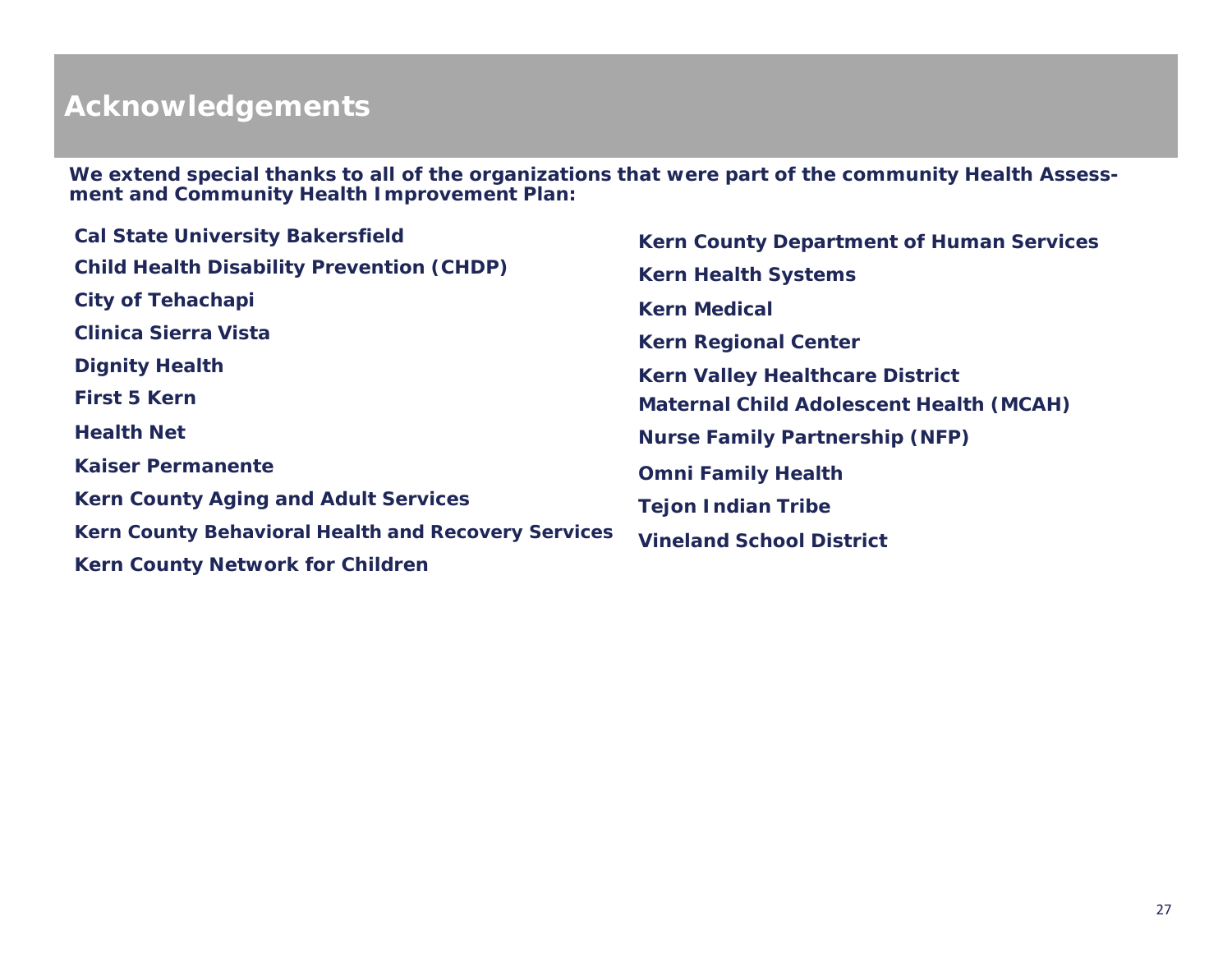# Acknowledgements

**We extend special thanks to all of the organizations that were part of the community Health Assessment and Community Health Improvement Plan:**

**Cal State University Bakersfield**

**Child Health Disability Prevention (CHDP)**

**City of Tehachapi**

**Clinica Sierra Vista**

**Dignity Health**

**First 5 Kern**

**Health Net**

**Kaiser Permanente**

**Kern County Aging and Adult Services**

**Kern County Behavioral Health and Recovery Services**

**Kern County Network for Children**

**Kern County Department of Human Services**

**Kern Health Systems**

**Kern Medical**

**Kern Regional Center**

**Kern Valley Healthcare District**

**Maternal Child Adolescent Health (MCAH)**

**Nurse Family Partnership (NFP)**

**Omni Family Health**

**Tejon Indian Tribe**

**Vineland School District**